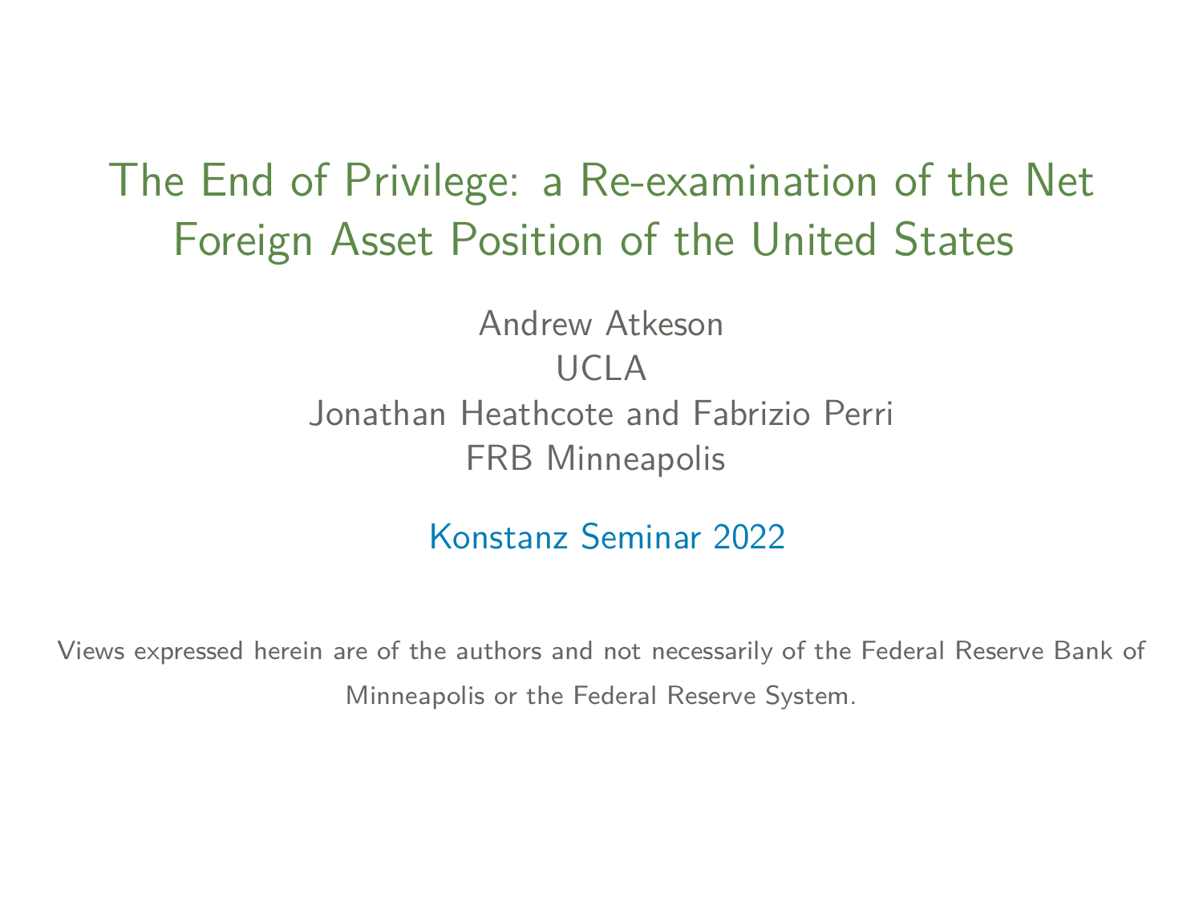# The End of Privilege: a Re-examination of the Net Foreign Asset Position of the United States

Andrew Atkeson
UCLA
Jonathan Heathcote and Fabrizio Perri
FRB Minneapolis

Konstanz Seminar 2022

Views expressed herein are of the authors and not necessarily of the Federal Reserve Bank of Minneapolis or the Federal Reserve System.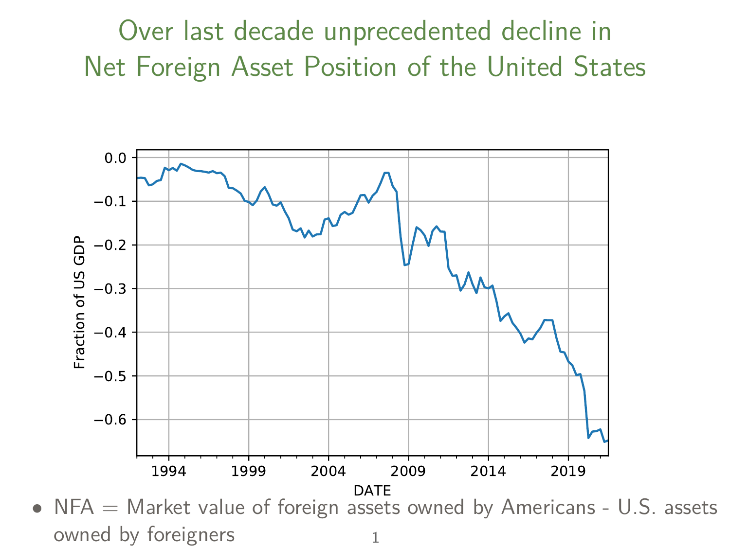# Over last decade unprecedented decline in Net Foreign Asset Position of the United States

- NFA = Market value of foreign assets owned by Americans - U.S. assets owned by foreigners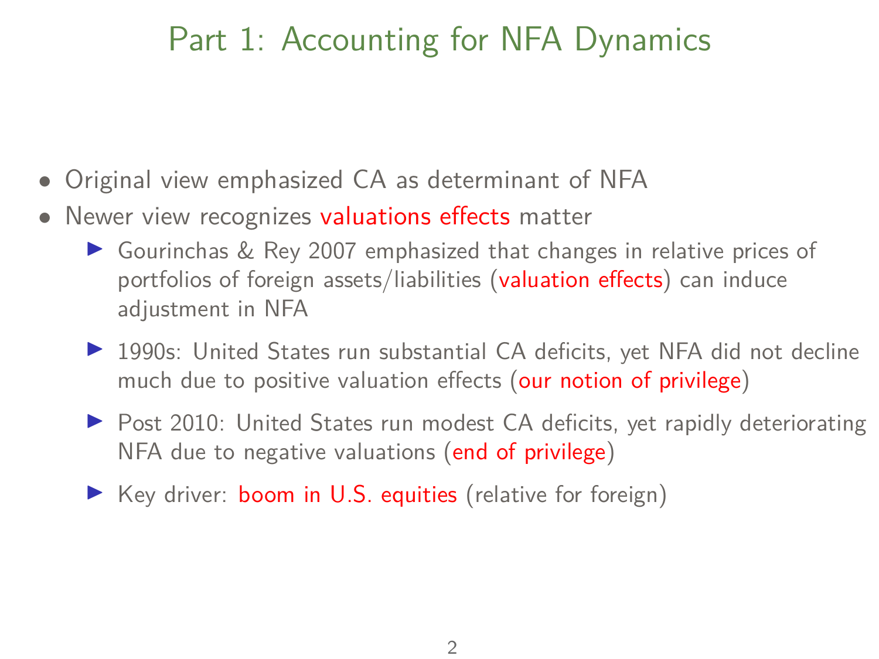# Part 1: Accounting for NFA Dynamics

- Original view emphasized CA as determinant of NFA
- Newer view recognizes valuations effects matter
  - Gourinchas & Rey 2007 emphasized that changes in relative prices of portfolios of foreign assets/liabilities (valuation effects) can induce adjustment in NFA
  - 1990s: United States run substantial CA deficits, yet NFA did not decline much due to positive valuation effects (our notion of privilege)
  - Post 2010: United States run modest CA deficits, yet rapidly deteriorating NFA due to negative valuations (end of privilege)
  - Key driver: boom in U.S. equities (relative for foreign)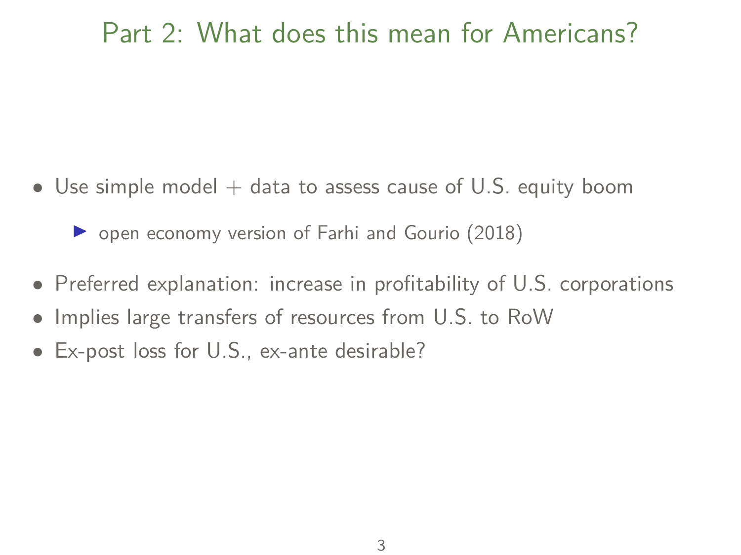# Part 2: What does this mean for Americans?

- Use simple model + data to assess cause of U.S. equity boom
  - open economy version of Farhi and Gourio (2018)
- Preferred explanation: increase in profitability of U.S. corporations
- Implies large transfers of resources from U.S. to RoW
- Ex-post loss for U.S., ex-ante desirable?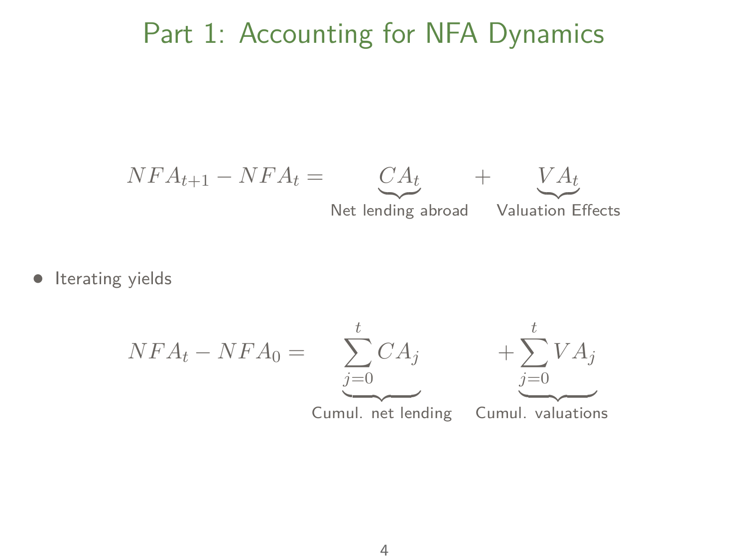# Part 1: Accounting for NFA Dynamics

$$NFA_{t+1} - NFA_t = \underbrace{CA_t}_{\text{Net lending abroad}} + \underbrace{VA_t}_{\text{Valuation Effects}}$$

- Iterating yields

$$NFA_t - NFA_0 = \underbrace{\sum_{j=0}^{t} CA_j}_{\text{Cumul. net lending}} + \underbrace{\sum_{j=0}^{t} VA_j}_{\text{Cumul. valuations}}$$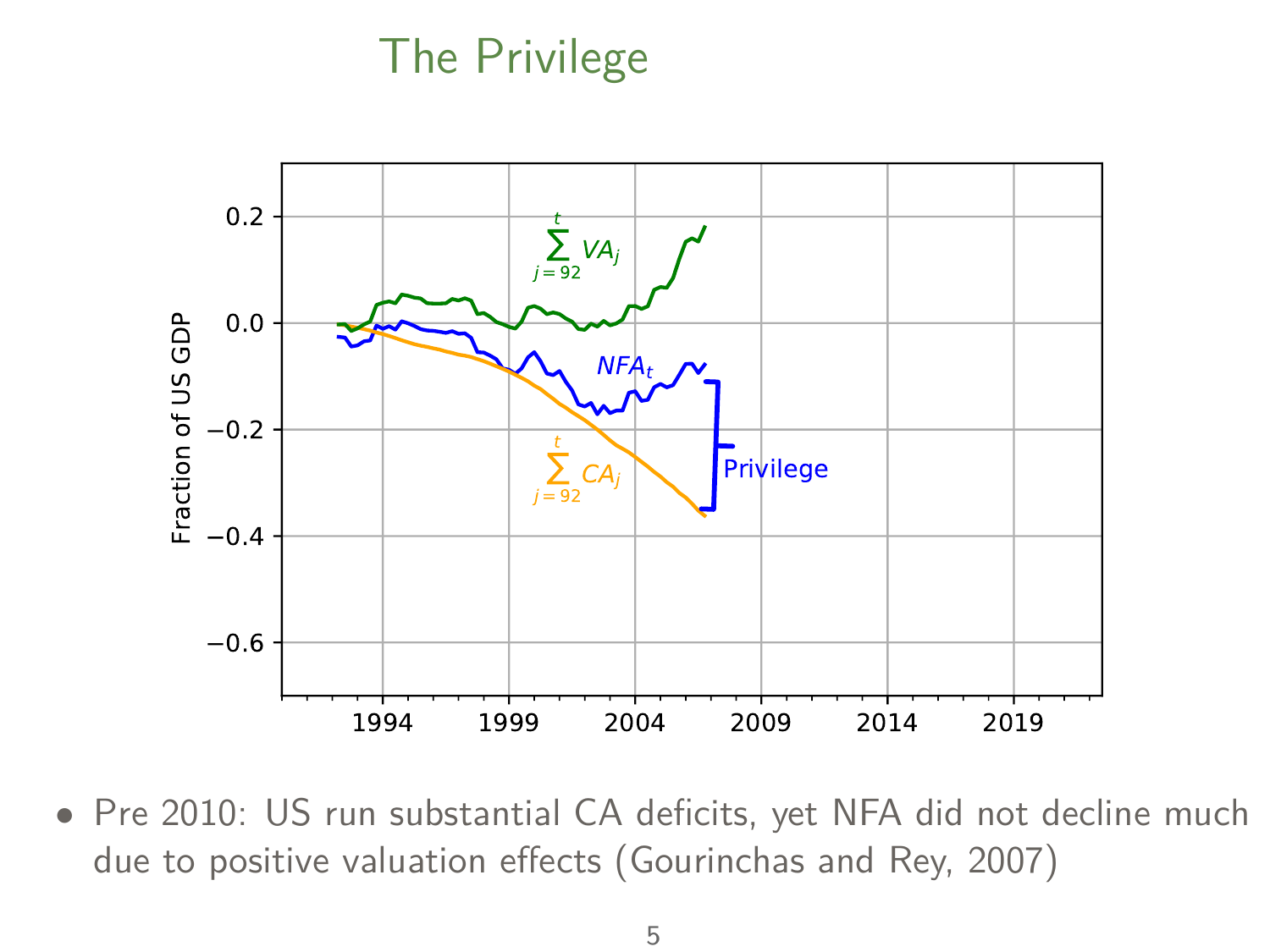# The Privilege

- Pre 2010: US run substantial CA deficits, yet NFA did not decline much due to positive valuation effects (Gourinchas and Rey, 2007)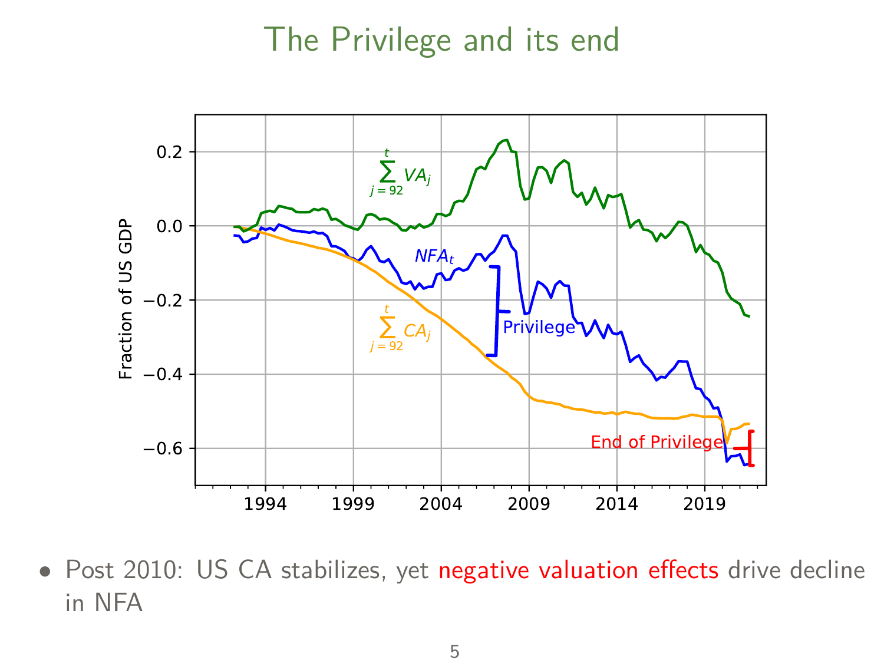# The Privilege and its end

- Post 2010: US CA stabilizes, yet negative valuation effects drive decline in NFA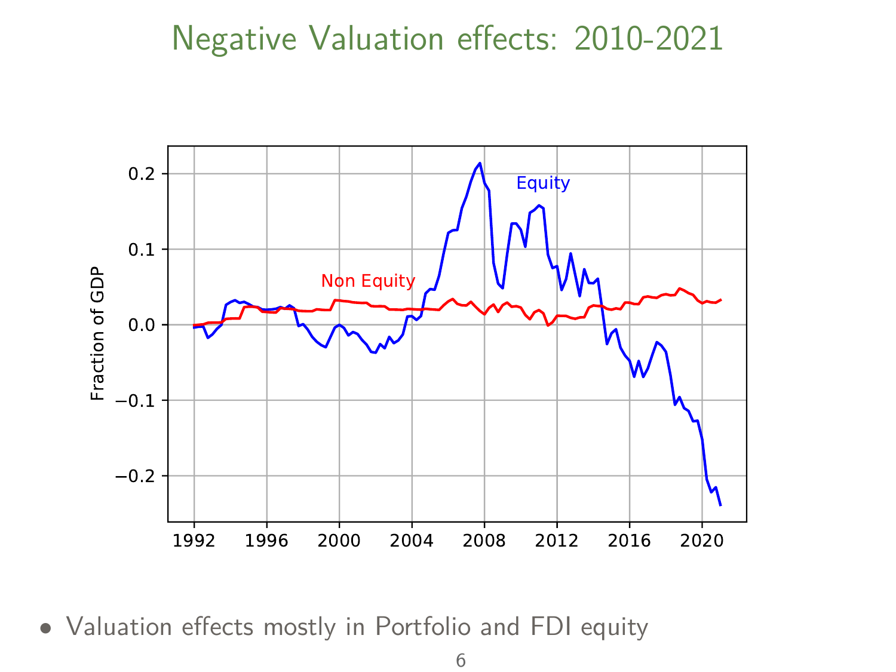# Negative Valuation effects: 2010-2021

- Valuation effects mostly in Portfolio and FDI equity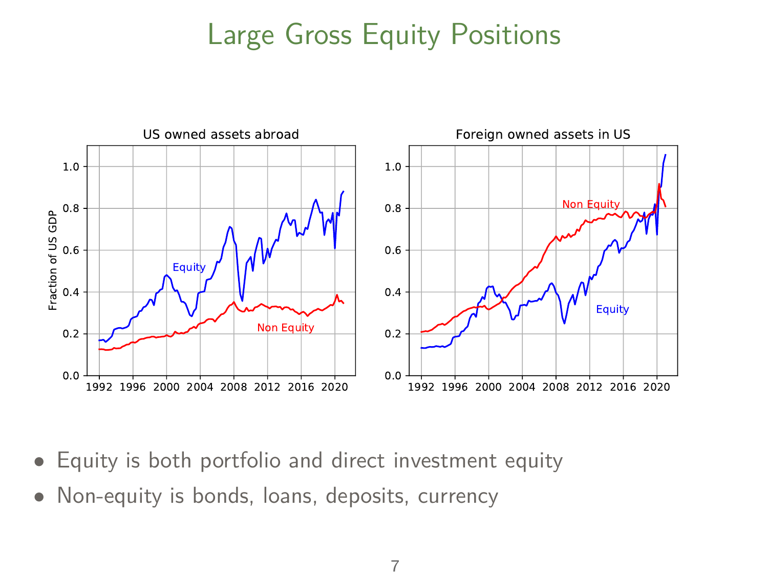# Large Gross Equity Positions

- Equity is both portfolio and direct investment equity
- Non-equity is bonds, loans, deposits, currency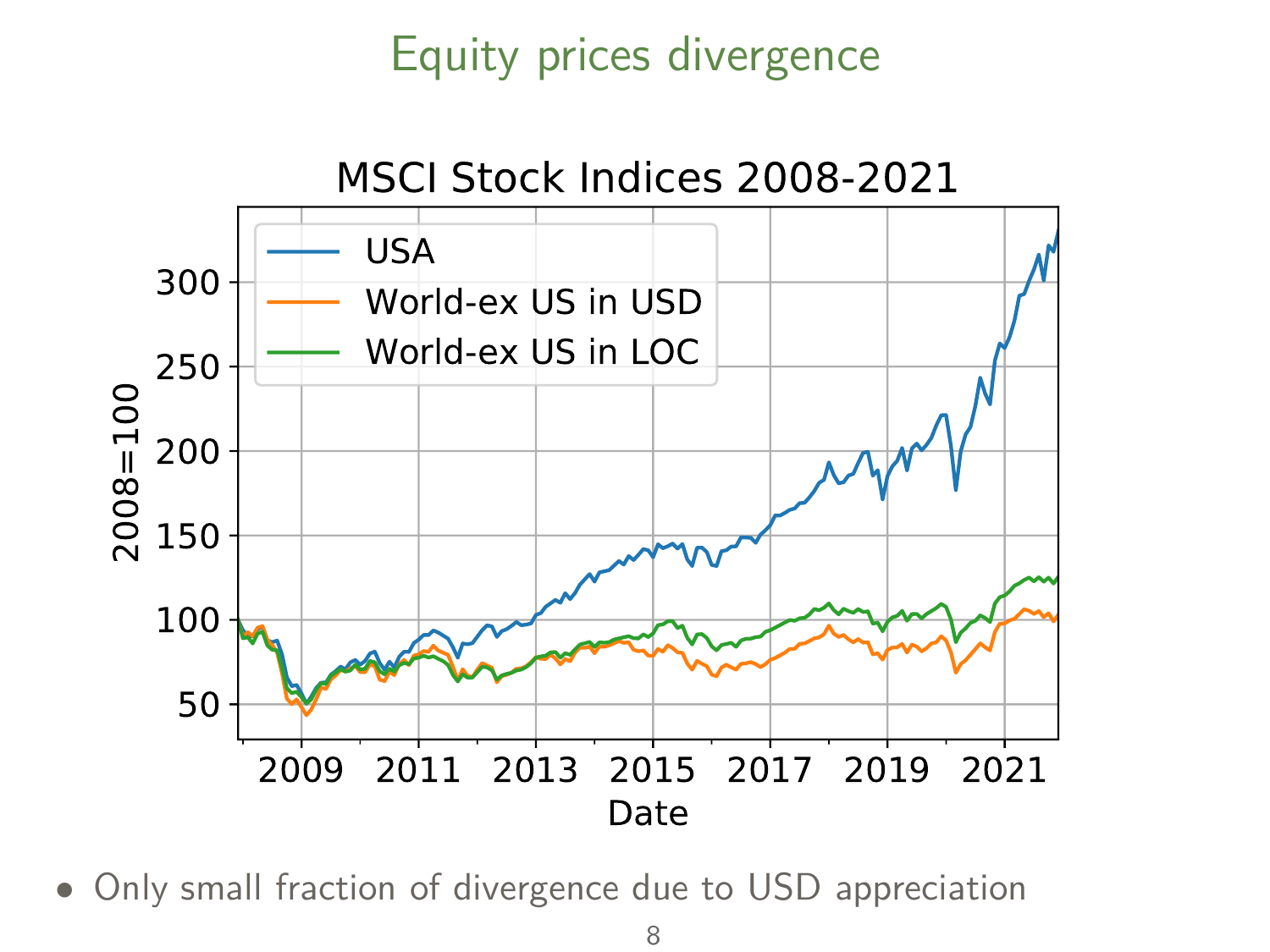# Equity prices divergence

- Only small fraction of divergence due to USD appreciation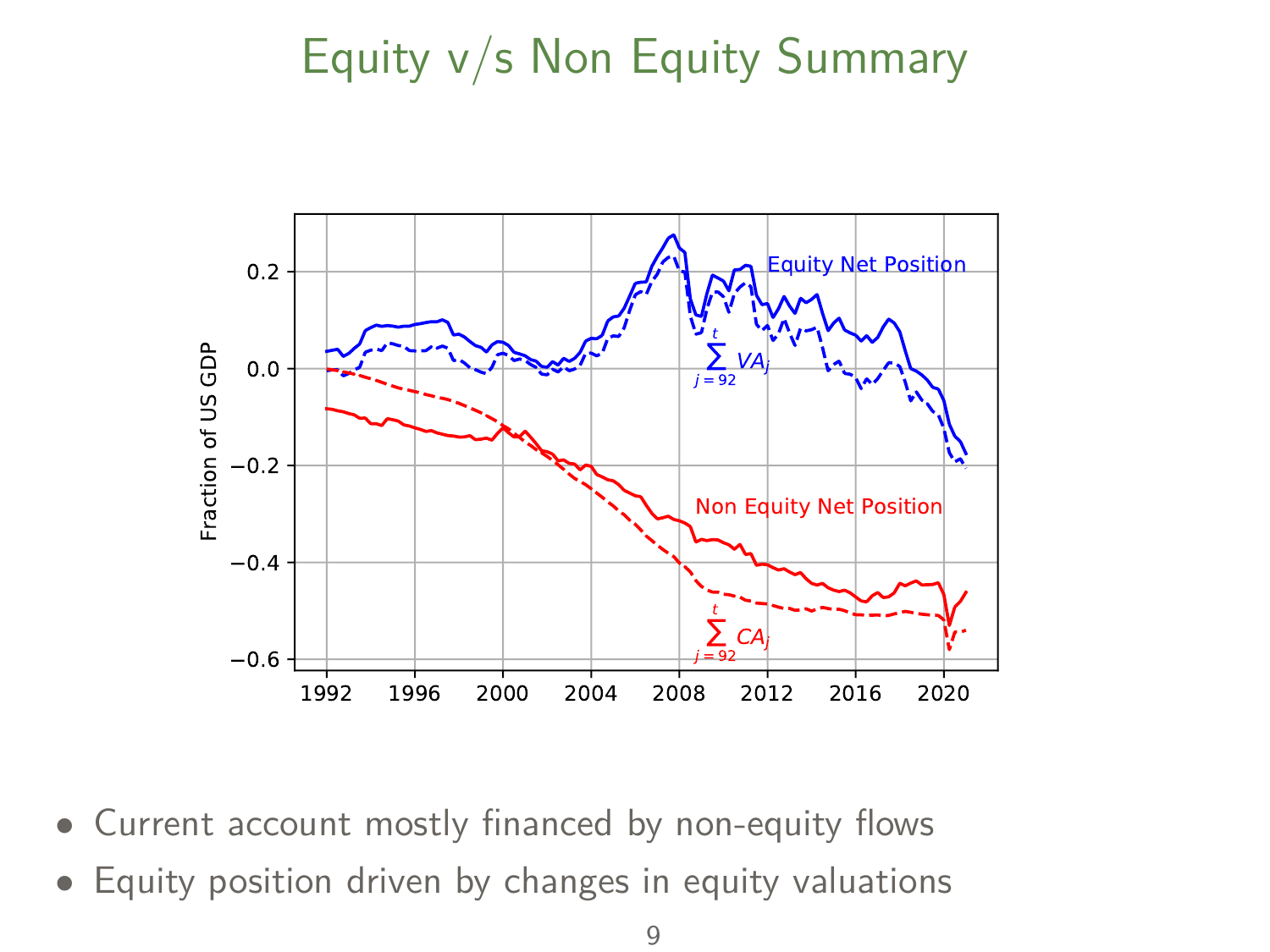# Equity v/s Non Equity Summary

- Current account mostly financed by non-equity flows
- Equity position driven by changes in equity valuations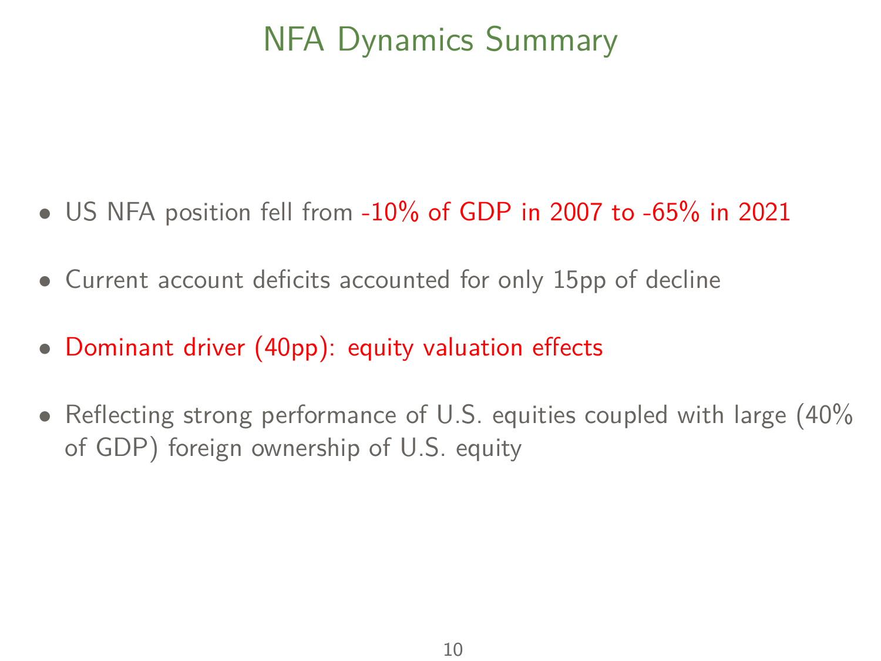# NFA Dynamics Summary

- US NFA position fell from -10% of GDP in 2007 to -65% in 2021
- Current account deficits accounted for only 15pp of decline
- Dominant driver (40pp): equity valuation effects
- Reflecting strong performance of U.S. equities coupled with large (40% of GDP) foreign ownership of U.S. equity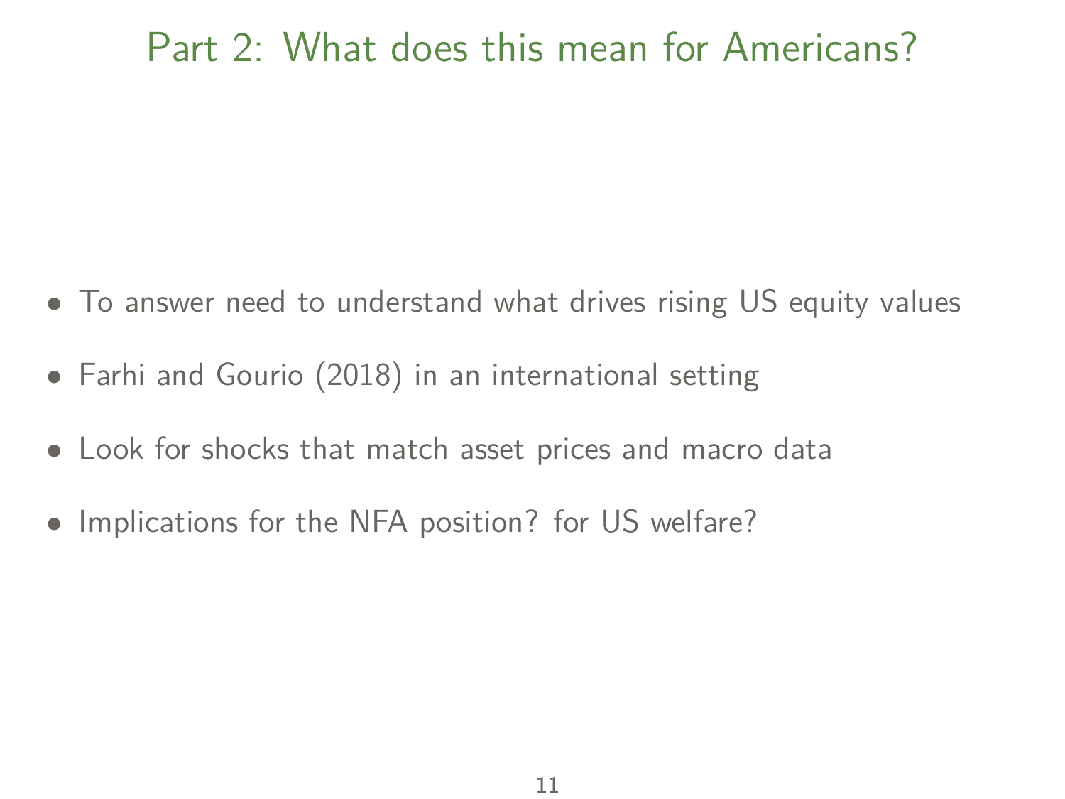# Part 2: What does this mean for Americans?

- To answer need to understand what drives rising US equity values
- Farhi and Gourio (2018) in an international setting
- Look for shocks that match asset prices and macro data
- Implications for the NFA position? for US welfare?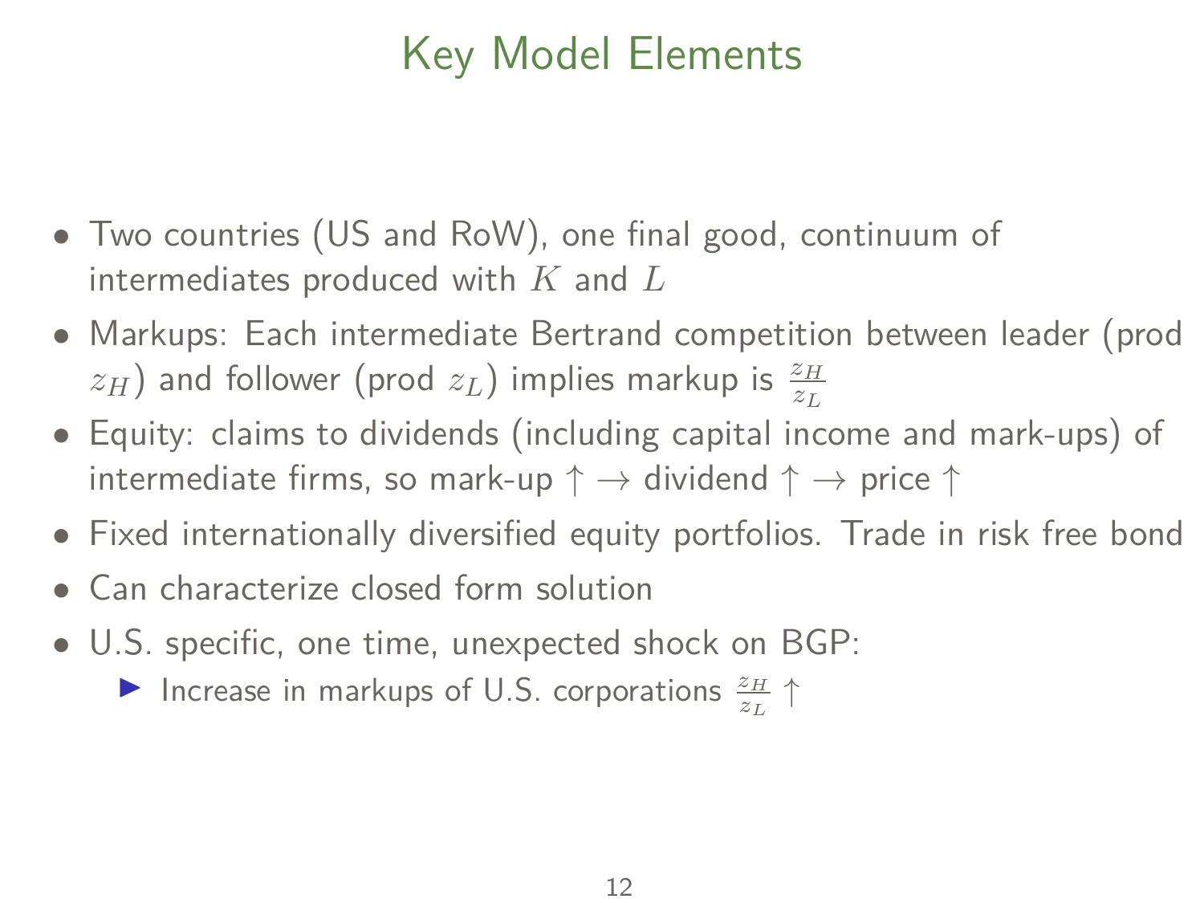# Key Model Elements

- Two countries (US and RoW), one final good, continuum of intermediates produced with $K$ and $L$
- Markups: Each intermediate Bertrand competition between leader (prod $z_H$) and follower (prod $z_L$) implies markup is $\frac{z_H}{z_L}$
- Equity: claims to dividends (including capital income and mark-ups) of intermediate firms, so mark-up $\uparrow \rightarrow$ dividend $\uparrow \rightarrow$ price $\uparrow$
- Fixed internationally diversified equity portfolios. Trade in risk free bond
- Can characterize closed form solution
- U.S. specific, one time, unexpected shock on BGP:
  - Increase in markups of U.S. corporations $\frac{z_H}{z_L} \uparrow$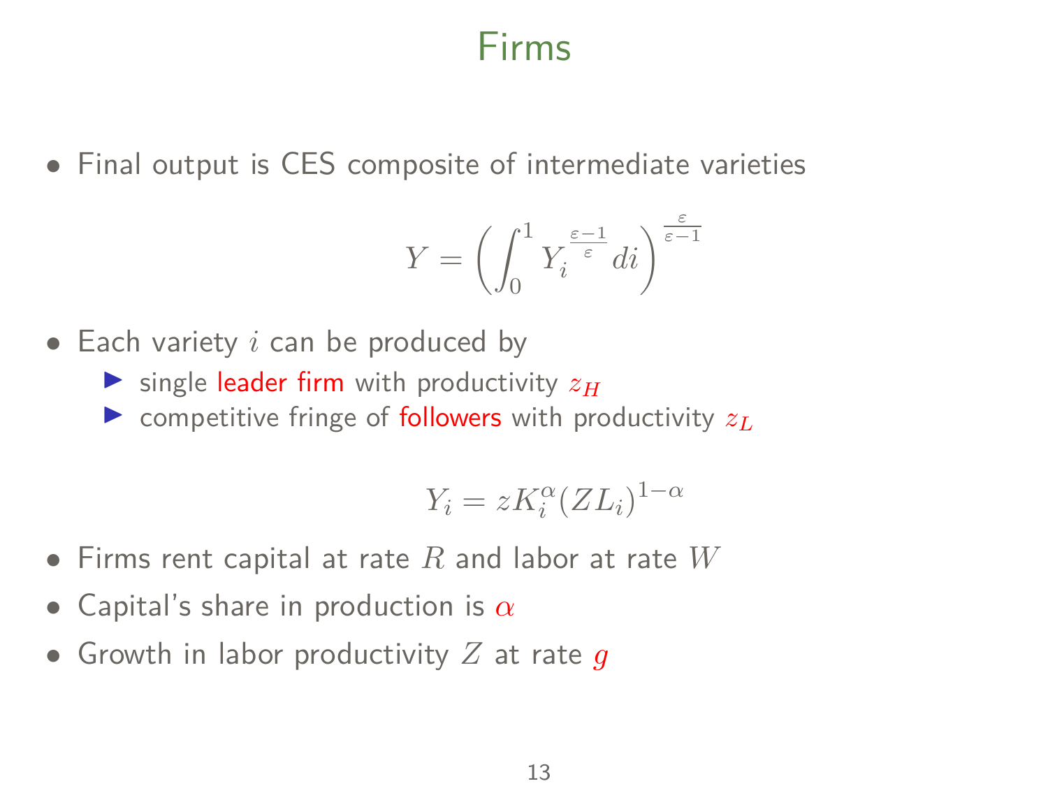# Firms

- Final output is CES composite of intermediate varieties

$$Y = \left( \int_0^1 Y_i^{\frac{\varepsilon - 1}{\varepsilon}} di \right)^{\frac{\varepsilon}{\varepsilon - 1}}$$

- Each variety $i$ can be produced by
  - single leader firm with productivity $z_H$
  - competitive fringe of followers with productivity $z_L$

$$Y_i = z K_i^{\alpha} (Z L_i)^{1-\alpha}$$

- Firms rent capital at rate $R$ and labor at rate $W$
- Capital's share in production is $\alpha$
- Growth in labor productivity $Z$ at rate $g$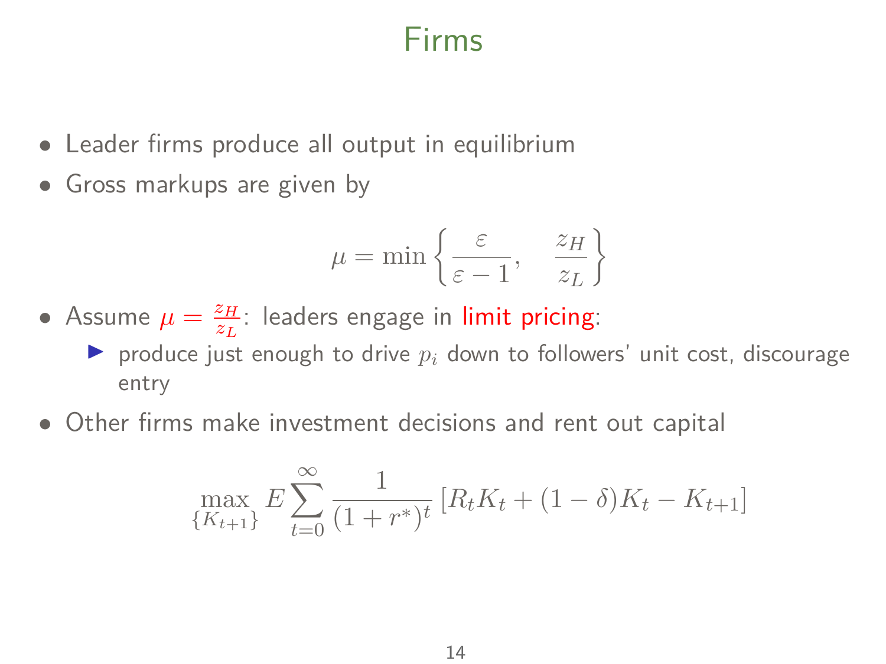# Firms

- Leader firms produce all output in equilibrium
- Gross markups are given by

$$\mu = \min \left\{ \frac{\varepsilon}{\varepsilon - 1}, \quad \frac{z_H}{z_L} \right\}$$

- Assume $\mu = \frac{z_H}{z_L}$: leaders engage in limit pricing:
  - produce just enough to drive $p_i$ down to followers' unit cost, discourage entry
- Other firms make investment decisions and rent out capital

$$\max_{\{K_{t+1}\}} E \sum_{t=0}^{\infty} \frac{1}{(1+r^*)^t} \left[ R_t K_t + (1-\delta) K_t - K_{t+1} \right]$$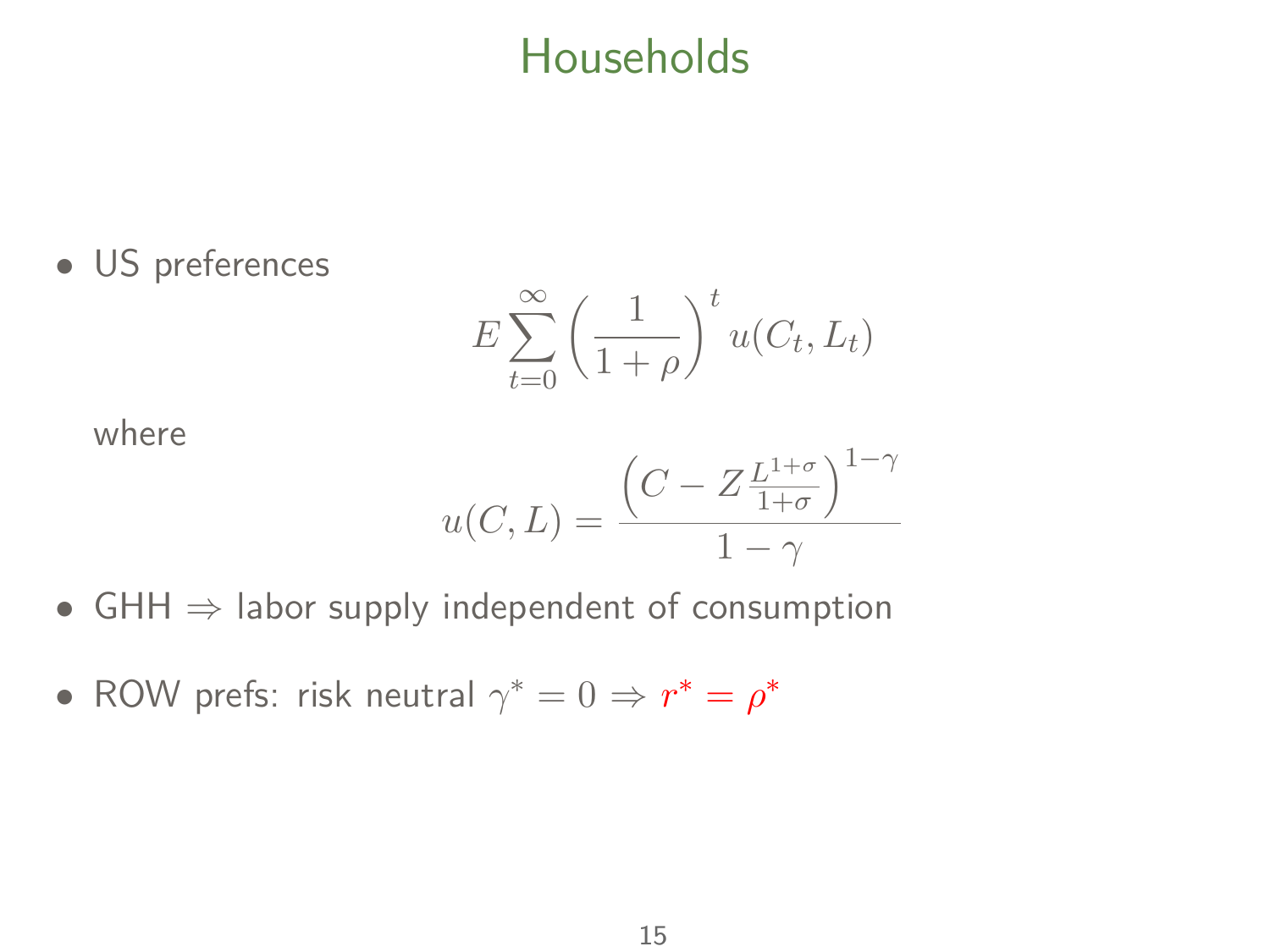# Households

- US preferences

$$E \sum_{t=0}^{\infty} \left( \frac{1}{1+\rho} \right)^t u(C_t, L_t)$$

where

$$u(C, L) = \frac{\left( C - Z \frac{L^{1+\sigma}}{1+\sigma} \right)^{1-\gamma}}{1-\gamma}$$

- GHH $\Rightarrow$ labor supply independent of consumption

- ROW prefs: risk neutral $\gamma^* = 0 \Rightarrow r^* = \rho^*$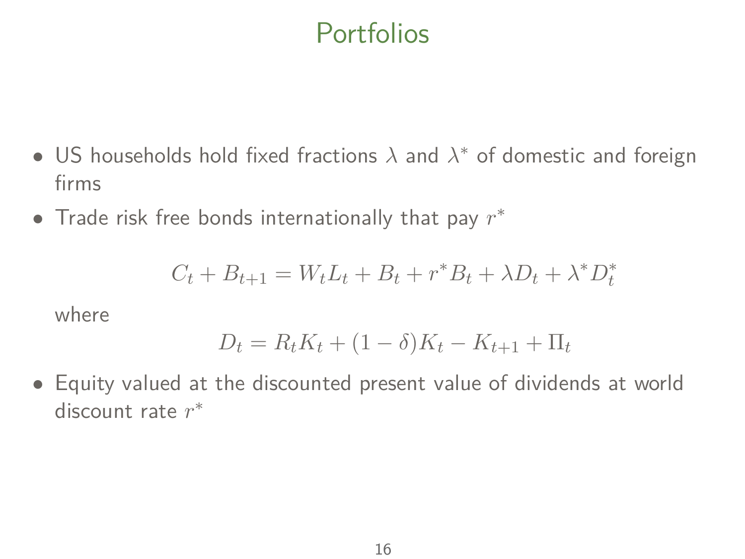# Portfolios

- US households hold fixed fractions $\lambda$ and $\lambda^*$ of domestic and foreign firms
- Trade risk free bonds internationally that pay $r^*$

$$C_t + B_{t+1} = W_t L_t + B_t + r^* B_t + \lambda D_t + \lambda^* D_t^*$$

where

$$D_t = R_t K_t + (1 - \delta) K_t - K_{t+1} + \Pi_t$$

- Equity valued at the discounted present value of dividends at world discount rate $r^*$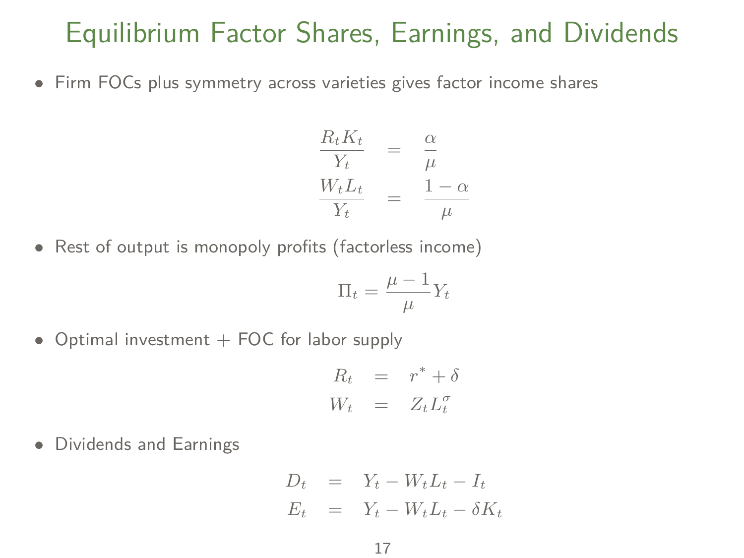# Equilibrium Factor Shares, Earnings, and Dividends

- Firm FOCs plus symmetry across varieties gives factor income shares

$$
\begin{aligned}
\frac{R_t K_t}{Y_t} &= \frac{\alpha}{\mu} \\
\frac{W_t L_t}{Y_t} &= \frac{1-\alpha}{\mu}
\end{aligned}
$$

- Rest of output is monopoly profits (factorless income)

$$
\Pi_t = \frac{\mu - 1}{\mu} Y_t
$$

- Optimal investment + FOC for labor supply

$$
\begin{aligned}
R_t &= r^* + \delta \\
W_t &= Z_t L_t^{\sigma}
\end{aligned}
$$

- Dividends and Earnings

$$
\begin{aligned}
D_t &= Y_t - W_t L_t - I_t \\
E_t &= Y_t - W_t L_t - \delta K_t
\end{aligned}
$$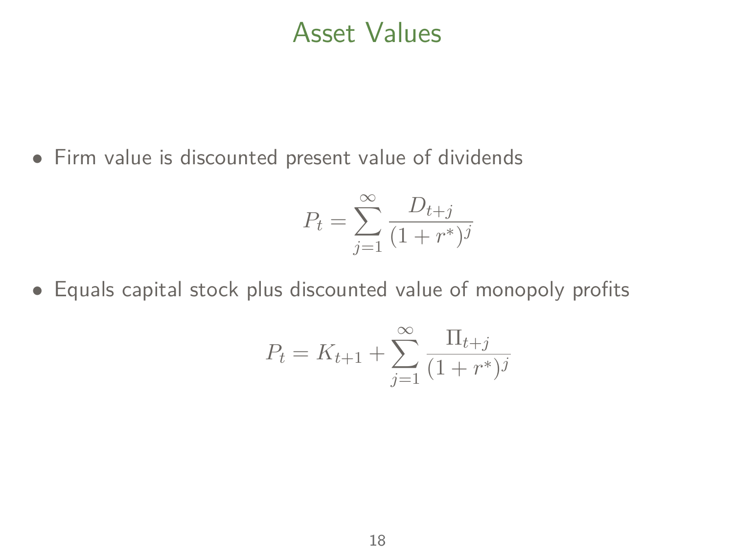# Asset Values

- Firm value is discounted present value of dividends

$$P_t = \sum_{j=1}^{\infty} \frac{D_{t+j}}{(1+r^*)^j}$$

- Equals capital stock plus discounted value of monopoly profits

$$P_t = K_{t+1} + \sum_{j=1}^{\infty} \frac{\Pi_{t+j}}{(1+r^*)^j}$$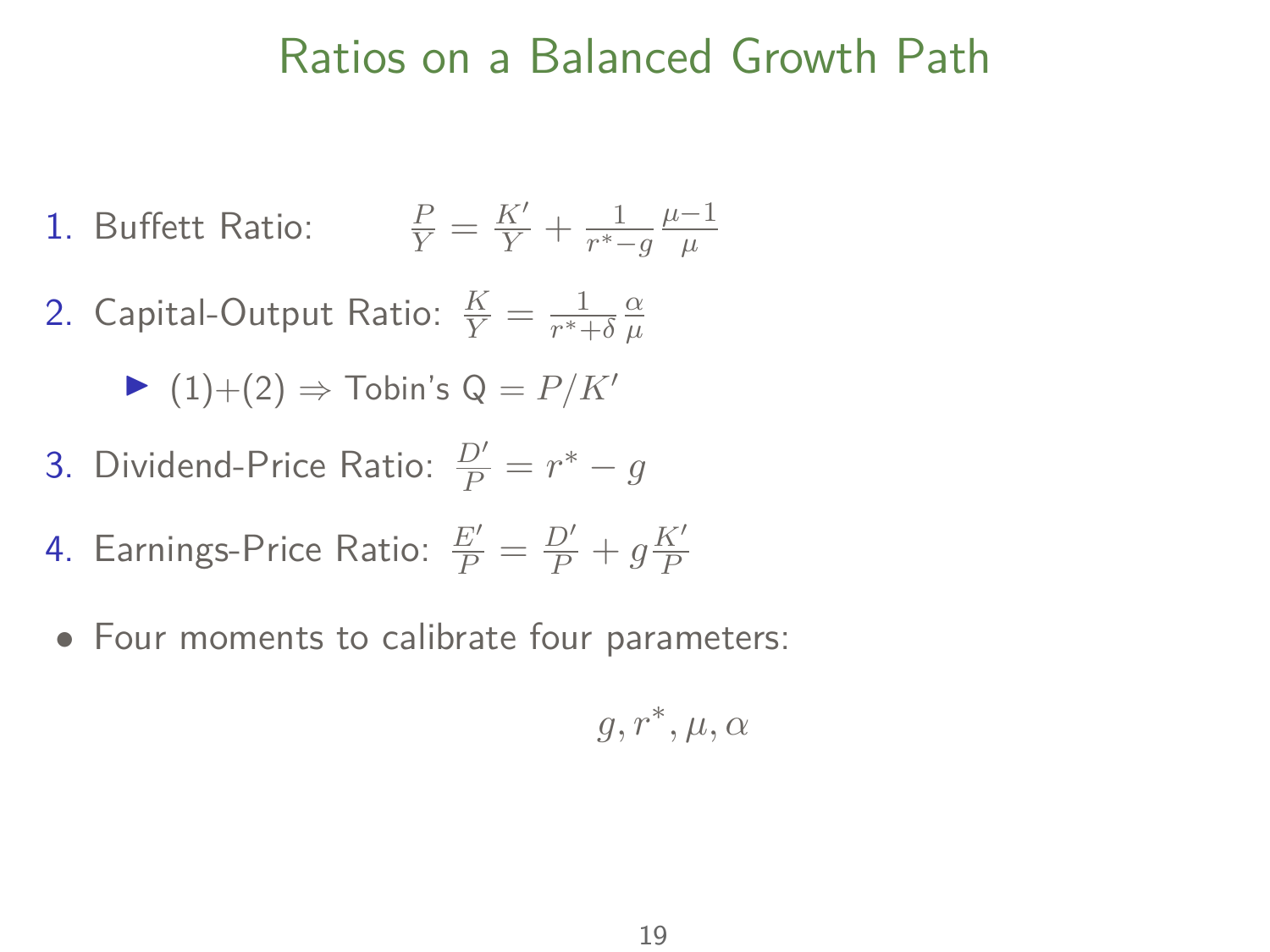# Ratios on a Balanced Growth Path

1. Buffett Ratio: $\frac{P}{Y} = \frac{K'}{Y} + \frac{1}{r^* - g}\frac{\mu - 1}{\mu}$
2. Capital-Output Ratio: $\frac{K}{Y} = \frac{1}{r^* + \delta}\frac{\alpha}{\mu}$
   - (1)+(2) $\Rightarrow$ Tobin's Q $= P/K'$
3. Dividend-Price Ratio: $\frac{D'}{P} = r^* - g$
4. Earnings-Price Ratio: $\frac{E'}{P} = \frac{D'}{P} + g\frac{K'}{P}$

- Four moments to calibrate four parameters:

$$g, r^*, \mu, \alpha$$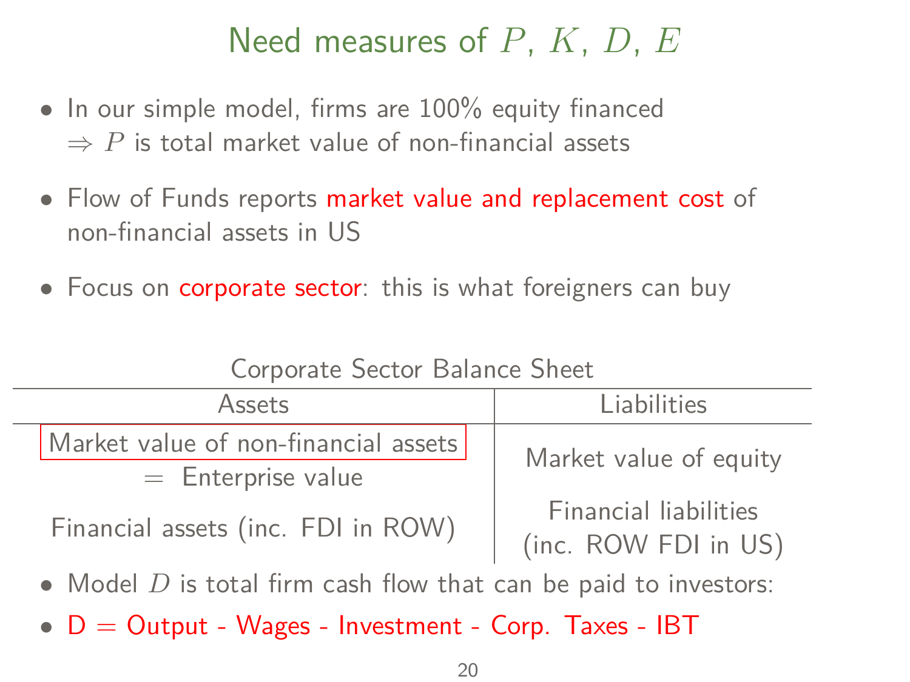# Need measures of $P$, $K$, $D$, $E$

- In our simple model, firms are 100% equity financed
  $\Rightarrow P$ is total market value of non-financial assets
- Flow of Funds reports market value and replacement cost of non-financial assets in US
- Focus on corporate sector: this is what foreigners can buy

Corporate Sector Balance Sheet

| Assets | Liabilities |
|---|---|
| Market value of non-financial assets = Enterprise value | Market value of equity |
| Financial assets (inc. FDI in ROW) | Financial liabilities (inc. ROW FDI in US) |

- Model $D$ is total firm cash flow that can be paid to investors:
- D = Output - Wages - Investment - Corp. Taxes - IBT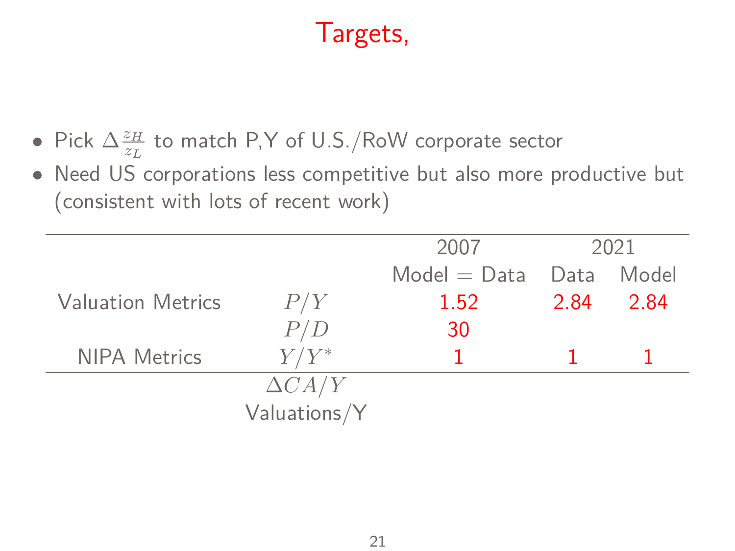# Targets,

- Pick $\Delta \frac{z_H}{z_L}$ to match P,Y of U.S./RoW corporate sector
- Need US corporations less competitive but also more productive but (consistent with lots of recent work)

| | | 2007 | 2021 | |
|---|---|---|---|---|
| | | Model = Data | Data | Model |
| Valuation Metrics | $P/Y$ | 1.52 | 2.84 | 2.84 |
| | $P/D$ | 30 | | |
| NIPA Metrics | $Y/Y^*$ | 1 | 1 | 1 |
| | $\Delta CA/Y$ | | | |
| | Valuations/Y | | | |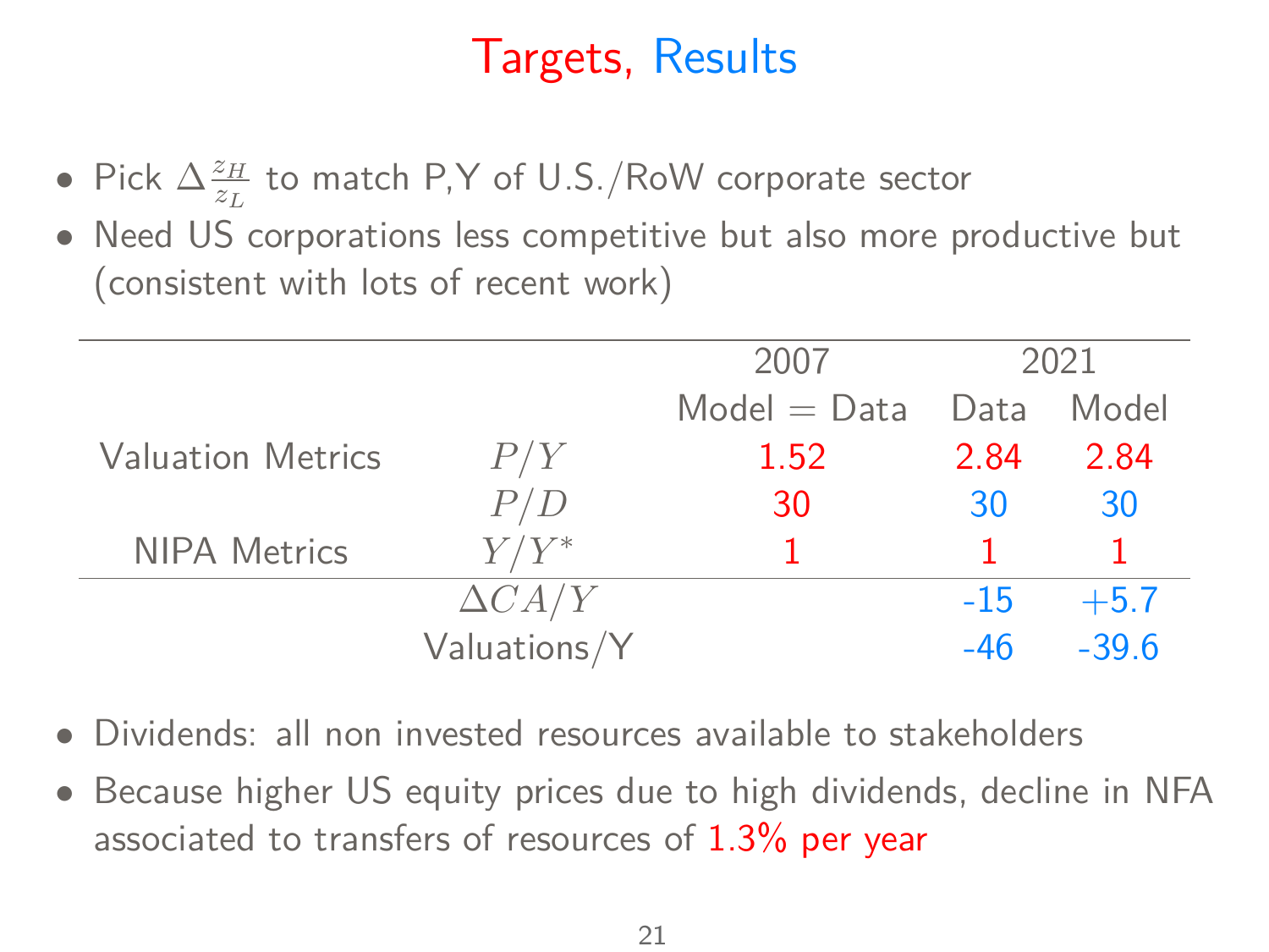# Targets, Results

- Pick $\Delta \frac{z_H}{z_L}$ to match P,Y of U.S./RoW corporate sector
- Need US corporations less competitive but also more productive but (consistent with lots of recent work)

| | | 2007 | 2021 | |
|---|---|---|---|---|
| | | Model = Data | Data | Model |
| Valuation Metrics | $P/Y$ | 1.52 | 2.84 | 2.84 |
| | $P/D$ | 30 | 30 | 30 |
| NIPA Metrics | $Y/Y^*$ | 1 | 1 | 1 |
| | $\Delta CA/Y$ | | -15 | +5.7 |
| | Valuations/Y | | -46 | -39.6 |

- Dividends: all non invested resources available to stakeholders
- Because higher US equity prices due to high dividends, decline in NFA associated to transfers of resources of 1.3% per year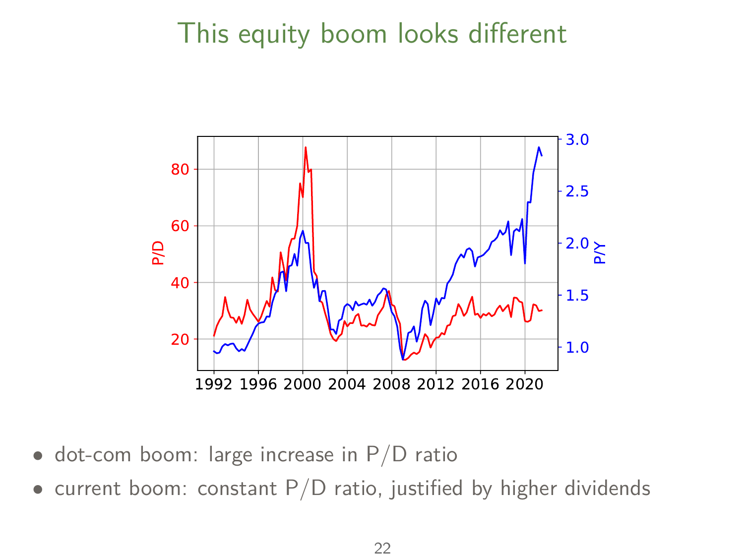# This equity boom looks different

- dot-com boom: large increase in P/D ratio
- current boom: constant P/D ratio, justified by higher dividends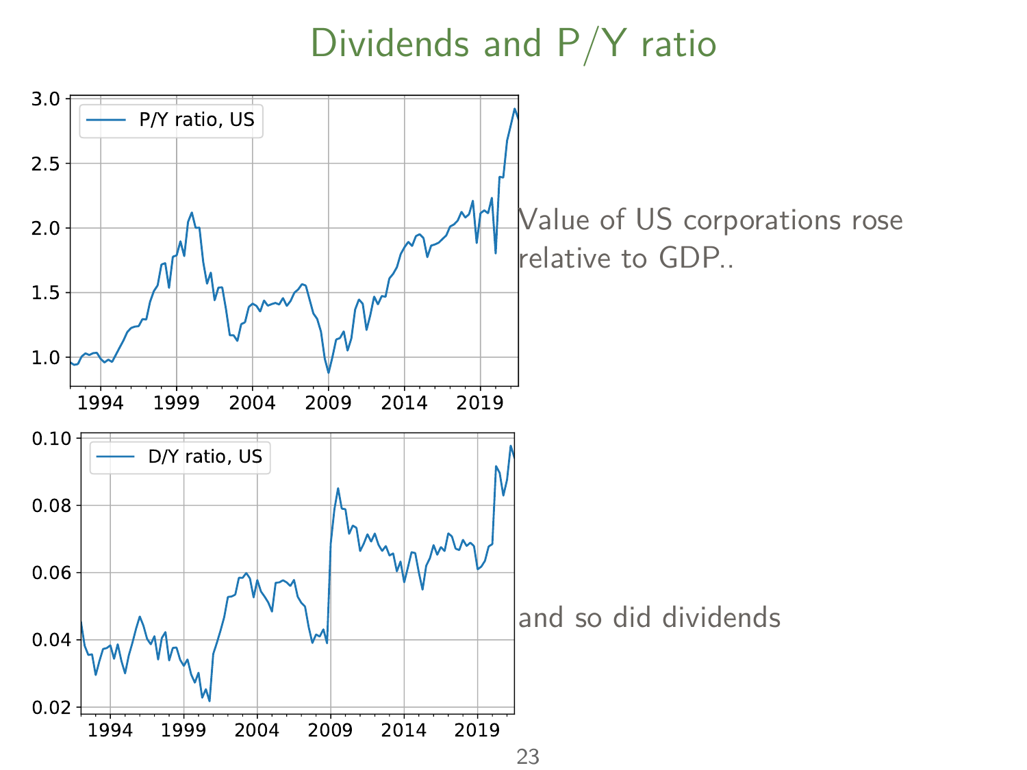# Dividends and P/Y ratio

Value of US corporations rose relative to GDP..

and so did dividends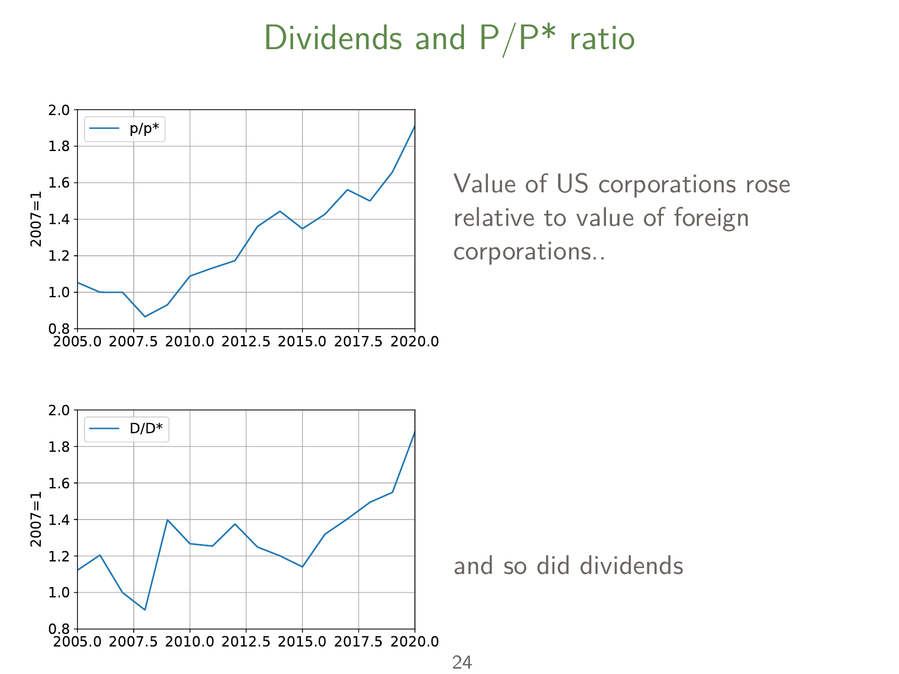# Dividends and P/P* ratio

Value of US corporations rose relative to value of foreign corporations..

and so did dividends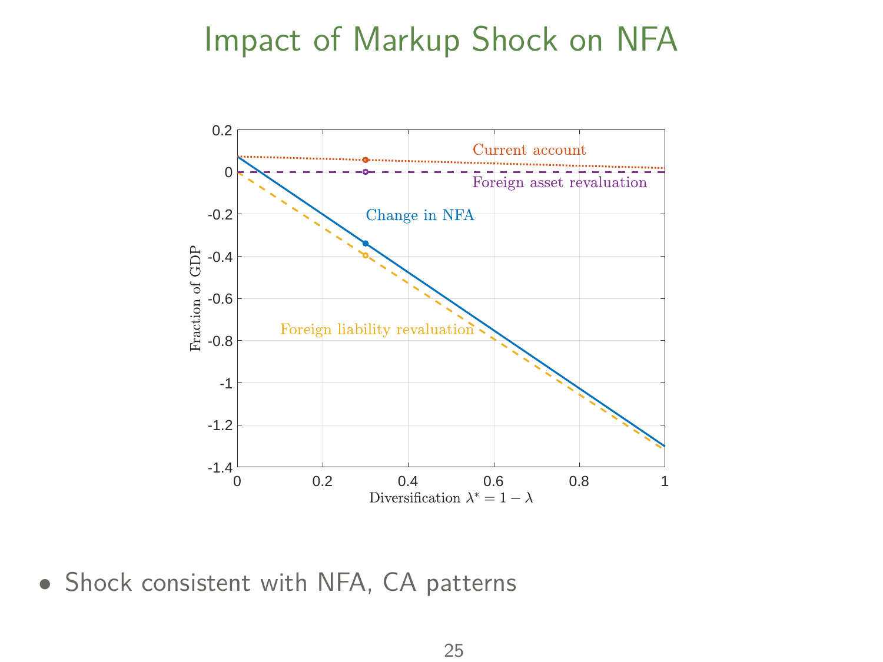# Impact of Markup Shock on NFA

- Shock consistent with NFA, CA patterns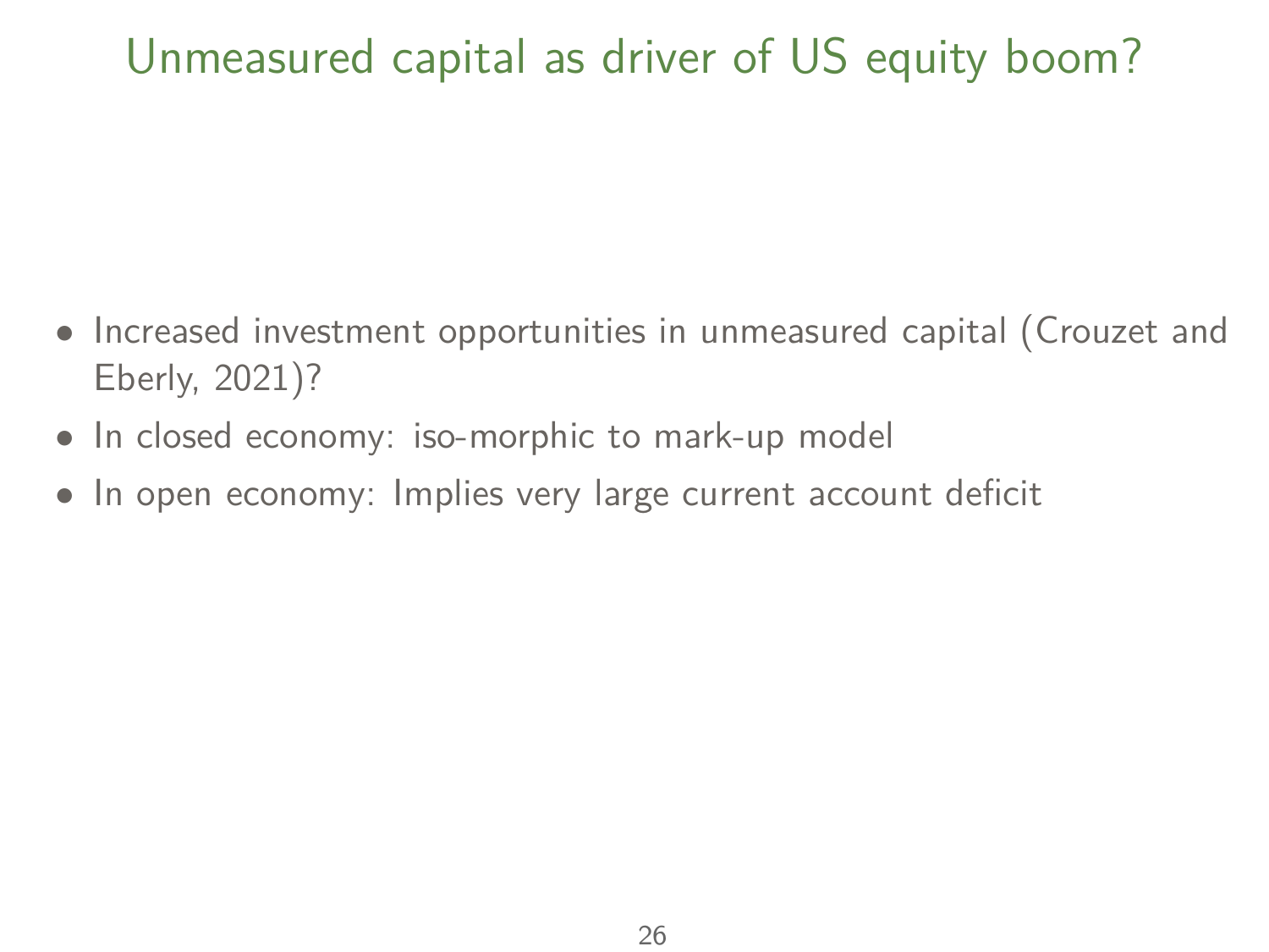# Unmeasured capital as driver of US equity boom?

- Increased investment opportunities in unmeasured capital (Crouzet and Eberly, 2021)?
- In closed economy: iso-morphic to mark-up model
- In open economy: Implies very large current account deficit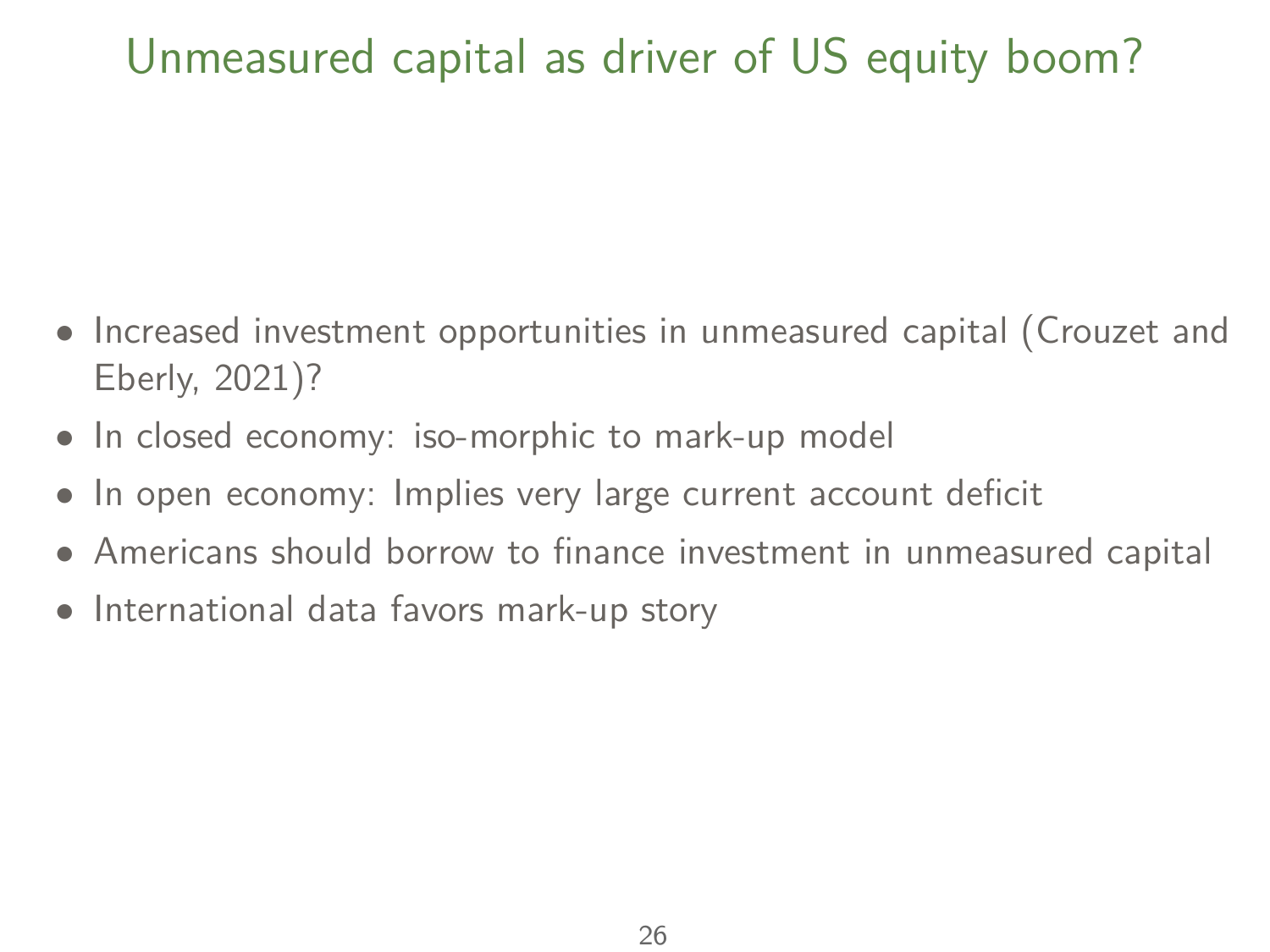# Unmeasured capital as driver of US equity boom?

- Increased investment opportunities in unmeasured capital (Crouzet and Eberly, 2021)?
- In closed economy: iso-morphic to mark-up model
- In open economy: Implies very large current account deficit
- Americans should borrow to finance investment in unmeasured capital
- International data favors mark-up story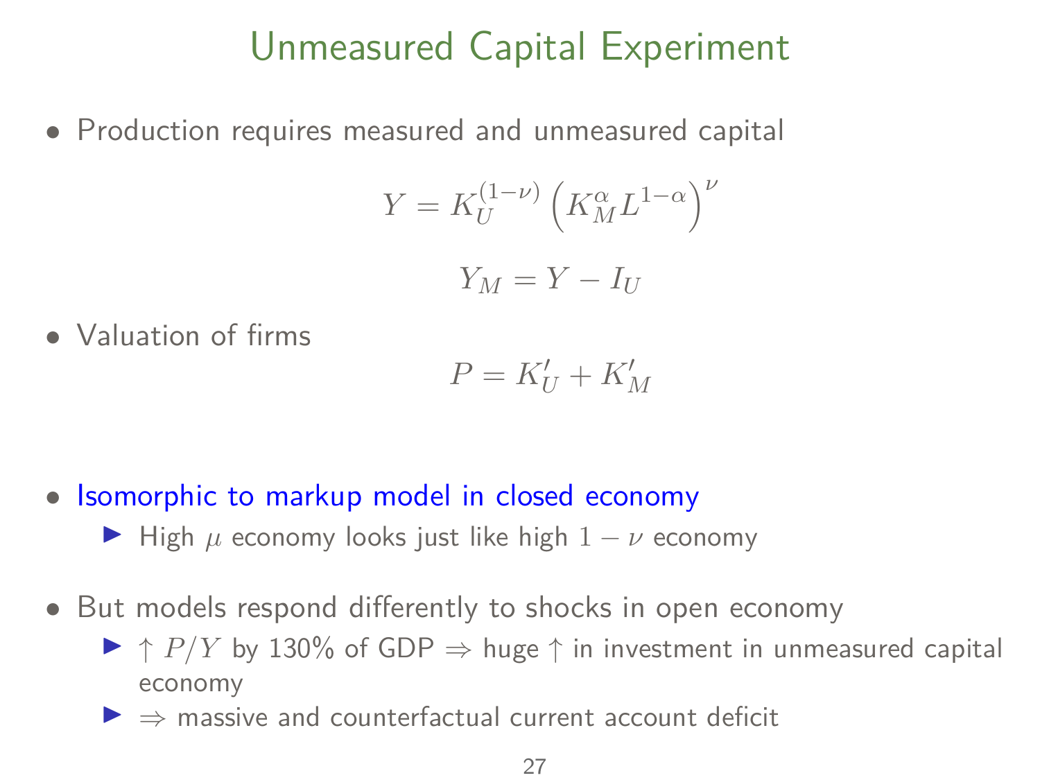# Unmeasured Capital Experiment

- Production requires measured and unmeasured capital

$$Y = K_U^{(1-\nu)} \left( K_M^{\alpha} L^{1-\alpha} \right)^{\nu}$$

$$Y_M = Y - I_U$$

- Valuation of firms

$$P = K_U' + K_M'$$

- Isomorphic to markup model in closed economy
  - High $\mu$ economy looks just like high $1-\nu$ economy
- But models respond differently to shocks in open economy
  - $\uparrow P/Y$ by 130% of GDP $\Rightarrow$ huge $\uparrow$ in investment in unmeasured capital economy
  - $\Rightarrow$ massive and counterfactual current account deficit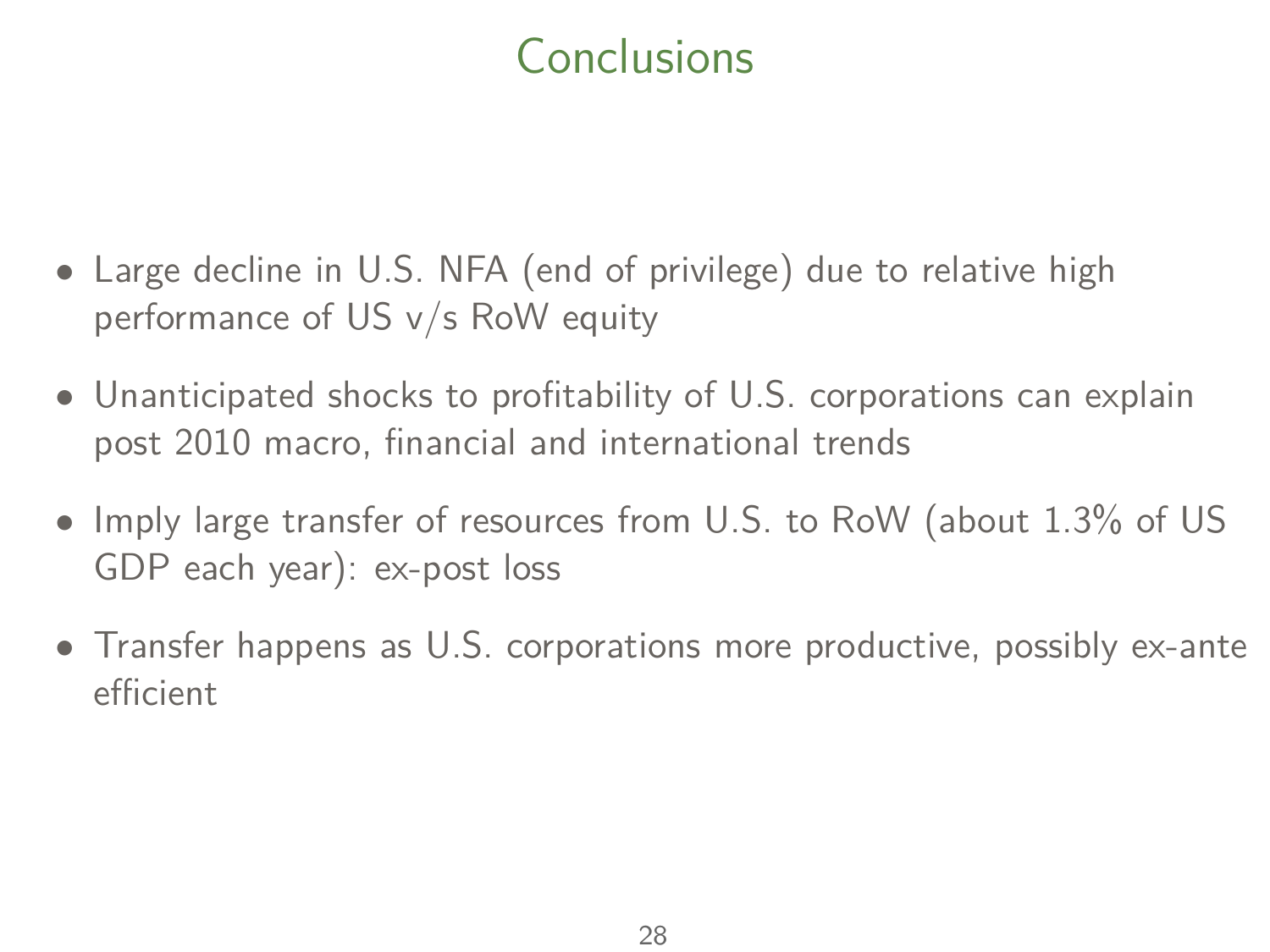# Conclusions

- Large decline in U.S. NFA (end of privilege) due to relative high performance of US v/s RoW equity
- Unanticipated shocks to profitability of U.S. corporations can explain post 2010 macro, financial and international trends
- Imply large transfer of resources from U.S. to RoW (about 1.3% of US GDP each year): ex-post loss
- Transfer happens as U.S. corporations more productive, possibly ex-ante efficient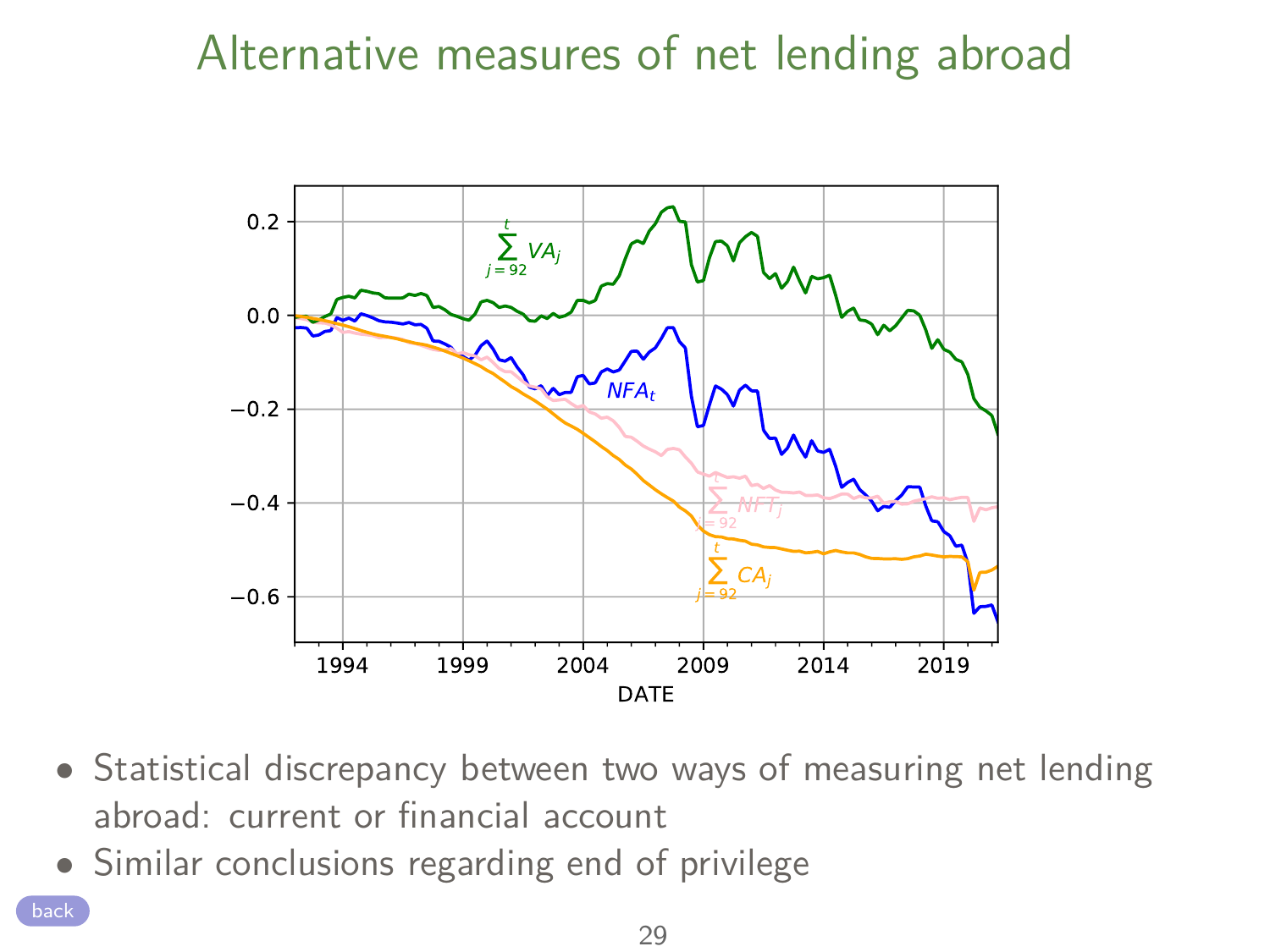# Alternative measures of net lending abroad

- Statistical discrepancy between two ways of measuring net lending abroad: current or financial account
- Similar conclusions regarding end of privilege

back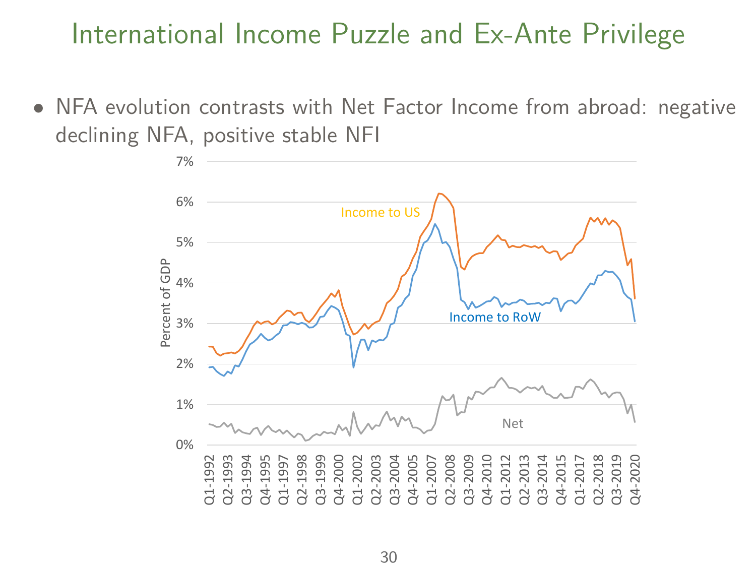# International Income Puzzle and Ex-Ante Privilege

- NFA evolution contrasts with Net Factor Income from abroad: negative declining NFA, positive stable NFI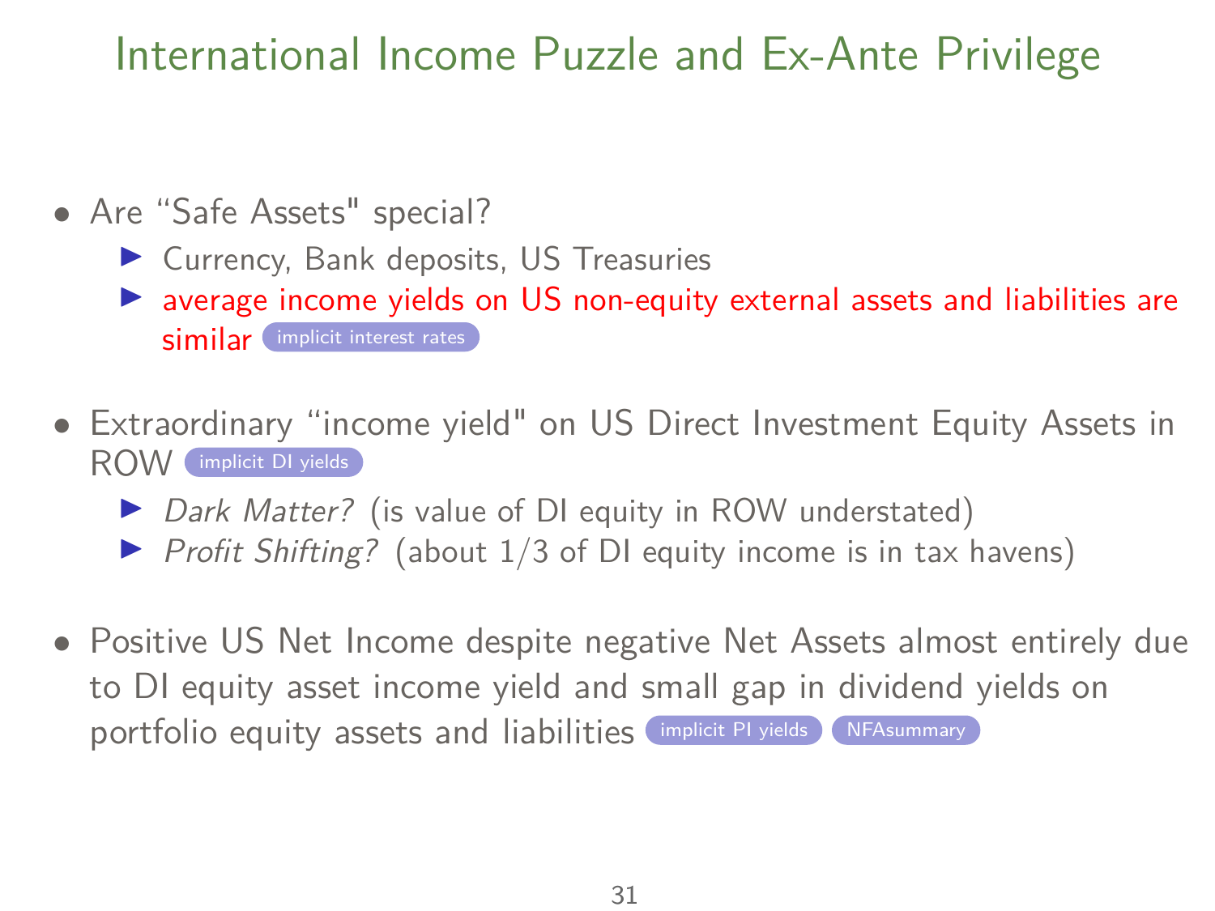# International Income Puzzle and Ex-Ante Privilege

- Are “Safe Assets" special?
  - Currency, Bank deposits, US Treasuries
  - average income yields on US non-equity external assets and liabilities are similar implicit interest rates
- Extraordinary “income yield" on US Direct Investment Equity Assets in ROW implicit DI yields
  - *Dark Matter?* (is value of DI equity in ROW understated)
  - *Profit Shifting?* (about 1/3 of DI equity income is in tax havens)
- Positive US Net Income despite negative Net Assets almost entirely due to DI equity asset income yield and small gap in dividend yields on portfolio equity assets and liabilities implicit PI yields NFAsummary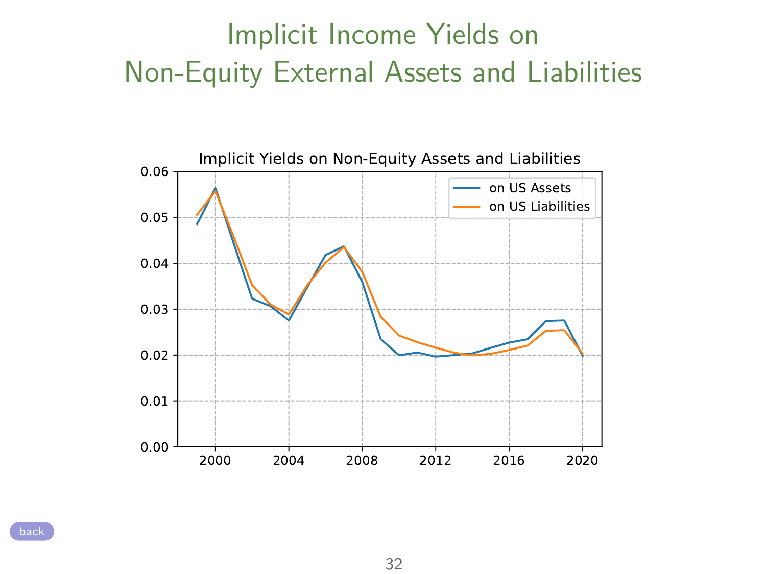# Implicit Income Yields on Non-Equity External Assets and Liabilities

Implicit Yields on Non-Equity Assets and Liabilities

back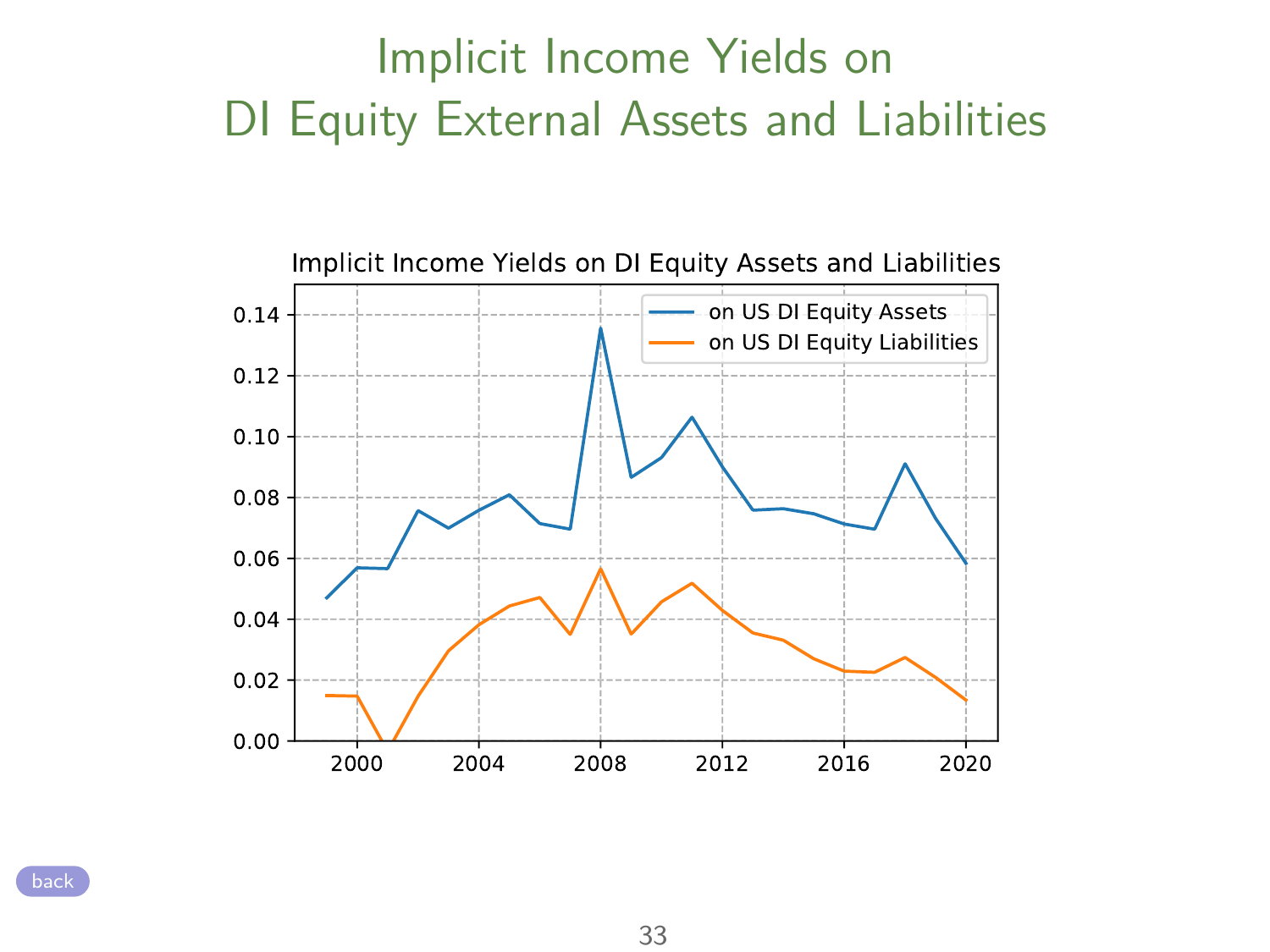# Implicit Income Yields on DI Equity External Assets and Liabilities

Implicit Income Yields on DI Equity Assets and Liabilities

- on US DI Equity Assets
- on US DI Equity Liabilities

back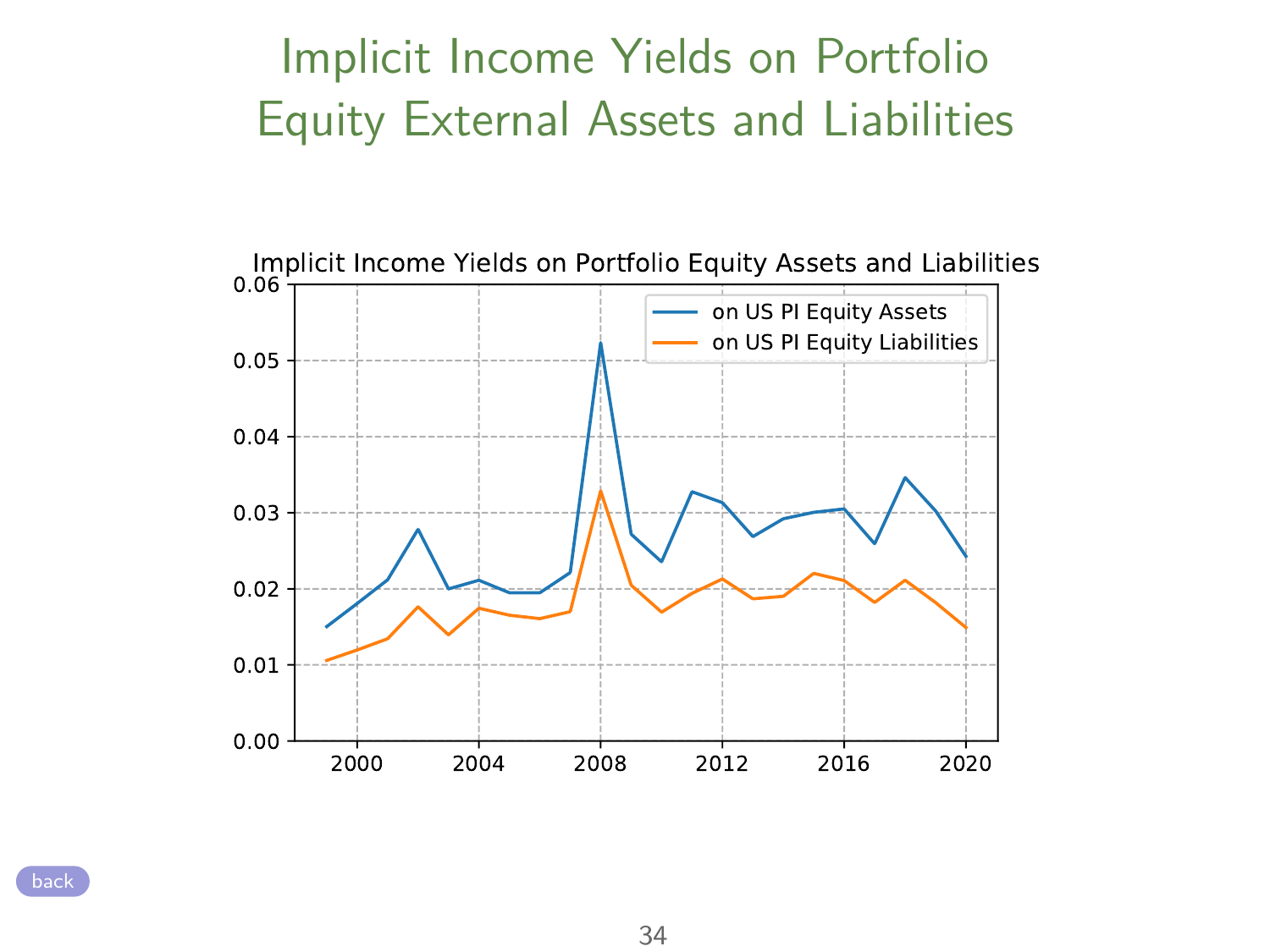# Implicit Income Yields on Portfolio Equity External Assets and Liabilities

Implicit Income Yields on Portfolio Equity Assets and Liabilities

- on US PI Equity Assets
- on US PI Equity Liabilities

back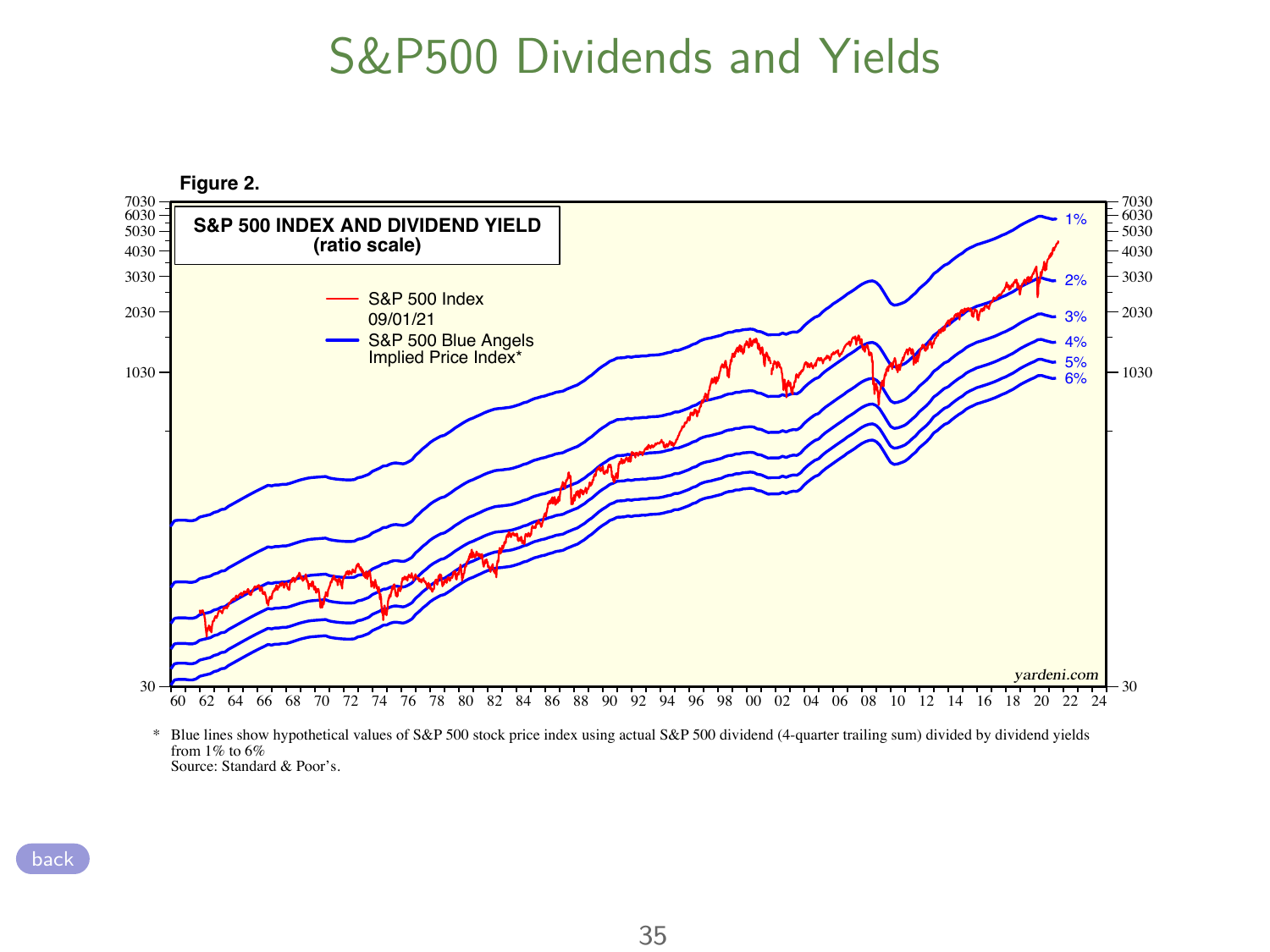# S&P500 Dividends and Yields

**Figure 2.**

**S&P 500 INDEX AND DIVIDEND YIELD (ratio scale)**

S&P 500 Index 09/01/21

S&P 500 Blue Angels Implied Price Index*

7030
6030
5030
4030
3030
2030
1030
30

1%
2%
3%
4%
5%
6%

60 62 64 66 68 70 72 74 76 78 80 82 84 86 88 90 92 94 96 98 00 02 04 06 08 10 12 14 16 18 20 22 24

*yardeni.com*

\* Blue lines show hypothetical values of S&P 500 stock price index using actual S&P 500 dividend (4-quarter trailing sum) divided by dividend yields from 1% to 6%
Source: Standard & Poor's.

back